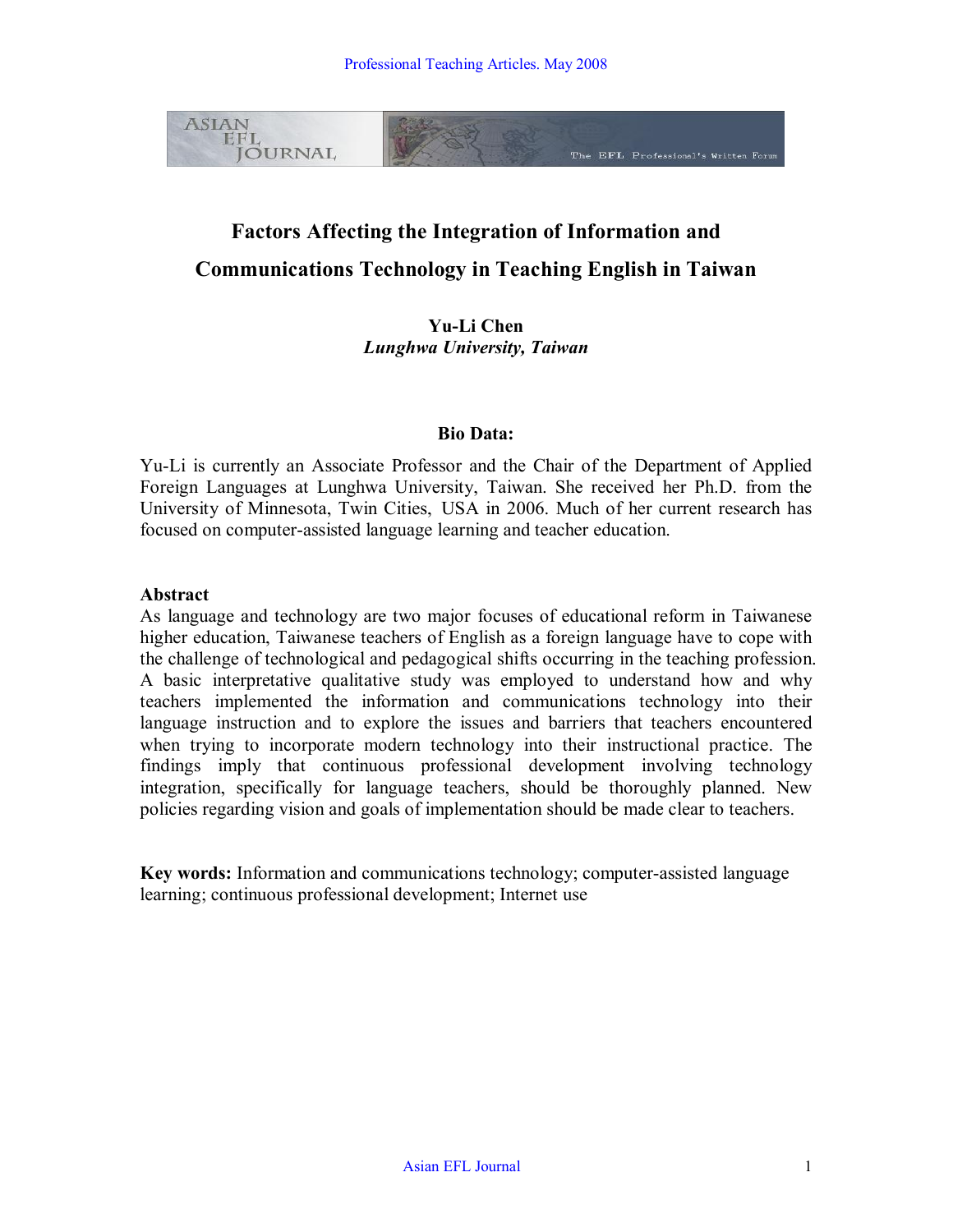# Factors Affecting the Integration of Information and Communications Technology in Teaching English in Taiwan

**Yu-Li Chen**
***Lunghwa University, Taiwan***

**Bio Data:**

Yu-Li is currently an Associate Professor and the Chair of the Department of Applied Foreign Languages at Lunghwa University, Taiwan. She received her Ph.D. from the University of Minnesota, Twin Cities, USA in 2006. Much of her current research has focused on computer-assisted language learning and teacher education.

**Abstract**

As language and technology are two major focuses of educational reform in Taiwanese higher education, Taiwanese teachers of English as a foreign language have to cope with the challenge of technological and pedagogical shifts occurring in the teaching profession. A basic interpretative qualitative study was employed to understand how and why teachers implemented the information and communications technology into their language instruction and to explore the issues and barriers that teachers encountered when trying to incorporate modern technology into their instructional practice. The findings imply that continuous professional development involving technology integration, specifically for language teachers, should be thoroughly planned. New policies regarding vision and goals of implementation should be made clear to teachers.

**Key words:** Information and communications technology; computer-assisted language learning; continuous professional development; Internet use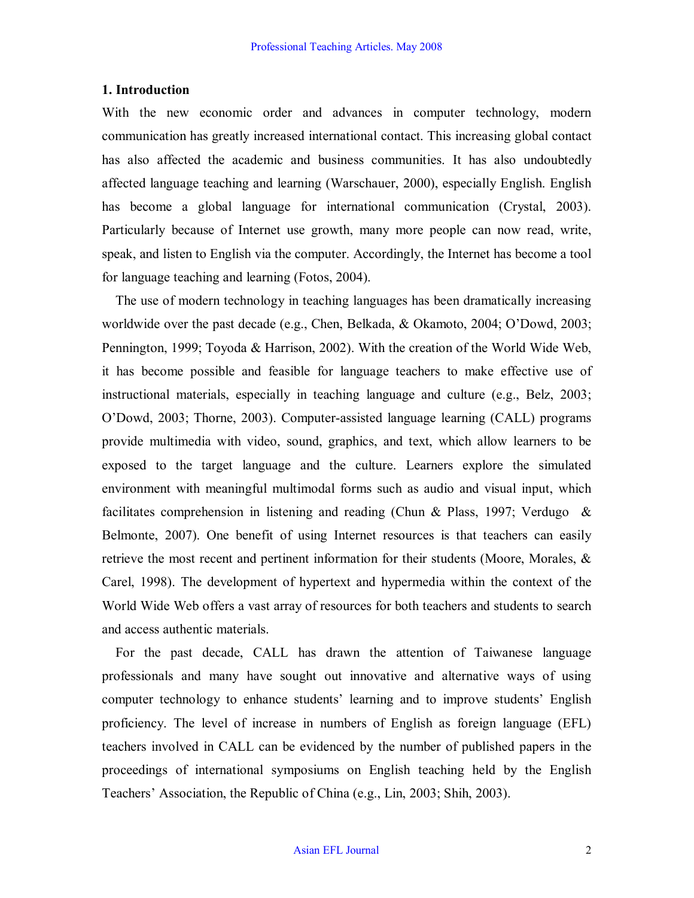## 1. Introduction

With the new economic order and advances in computer technology, modern communication has greatly increased international contact. This increasing global contact has also affected the academic and business communities. It has also undoubtedly affected language teaching and learning (Warschauer, 2000), especially English. English has become a global language for international communication (Crystal, 2003). Particularly because of Internet use growth, many more people can now read, write, speak, and listen to English via the computer. Accordingly, the Internet has become a tool for language teaching and learning (Fotos, 2004).

The use of modern technology in teaching languages has been dramatically increasing worldwide over the past decade (e.g., Chen, Belkada, & Okamoto, 2004; O'Dowd, 2003; Pennington, 1999; Toyoda & Harrison, 2002). With the creation of the World Wide Web, it has become possible and feasible for language teachers to make effective use of instructional materials, especially in teaching language and culture (e.g., Belz, 2003; O'Dowd, 2003; Thorne, 2003). Computer-assisted language learning (CALL) programs provide multimedia with video, sound, graphics, and text, which allow learners to be exposed to the target language and the culture. Learners explore the simulated environment with meaningful multimodal forms such as audio and visual input, which facilitates comprehension in listening and reading (Chun & Plass, 1997; Verdugo & Belmonte, 2007). One benefit of using Internet resources is that teachers can easily retrieve the most recent and pertinent information for their students (Moore, Morales, & Carel, 1998). The development of hypertext and hypermedia within the context of the World Wide Web offers a vast array of resources for both teachers and students to search and access authentic materials.

For the past decade, CALL has drawn the attention of Taiwanese language professionals and many have sought out innovative and alternative ways of using computer technology to enhance students' learning and to improve students' English proficiency. The level of increase in numbers of English as foreign language (EFL) teachers involved in CALL can be evidenced by the number of published papers in the proceedings of international symposiums on English teaching held by the English Teachers' Association, the Republic of China (e.g., Lin, 2003; Shih, 2003).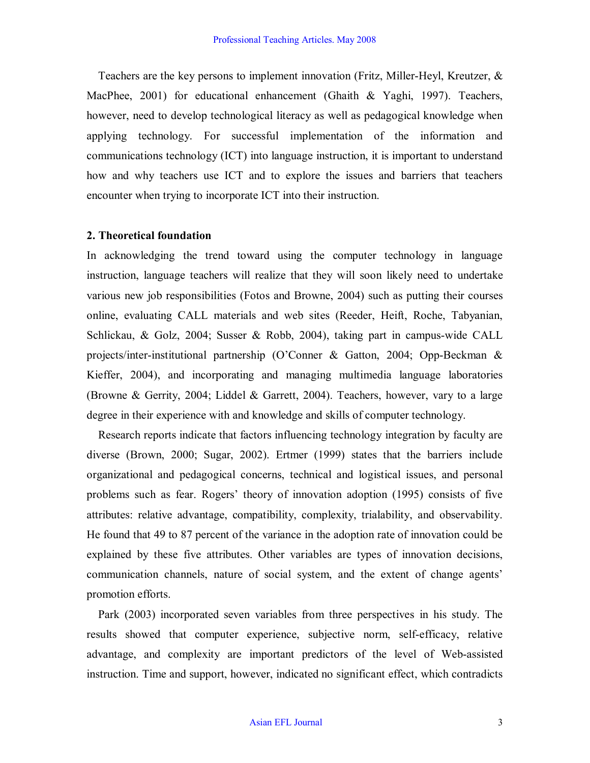Teachers are the key persons to implement innovation (Fritz, Miller-Heyl, Kreutzer, & MacPhee, 2001) for educational enhancement (Ghaith & Yaghi, 1997). Teachers, however, need to develop technological literacy as well as pedagogical knowledge when applying technology. For successful implementation of the information and communications technology (ICT) into language instruction, it is important to understand how and why teachers use ICT and to explore the issues and barriers that teachers encounter when trying to incorporate ICT into their instruction.

## 2. Theoretical foundation

In acknowledging the trend toward using the computer technology in language instruction, language teachers will realize that they will soon likely need to undertake various new job responsibilities (Fotos and Browne, 2004) such as putting their courses online, evaluating CALL materials and web sites (Reeder, Heift, Roche, Tabyanian, Schlickau, & Golz, 2004; Susser & Robb, 2004), taking part in campus-wide CALL projects/inter-institutional partnership (O'Conner & Gatton, 2004; Opp-Beckman & Kieffer, 2004), and incorporating and managing multimedia language laboratories (Browne & Gerrity, 2004; Liddel & Garrett, 2004). Teachers, however, vary to a large degree in their experience with and knowledge and skills of computer technology.

Research reports indicate that factors influencing technology integration by faculty are diverse (Brown, 2000; Sugar, 2002). Ertmer (1999) states that the barriers include organizational and pedagogical concerns, technical and logistical issues, and personal problems such as fear. Rogers' theory of innovation adoption (1995) consists of five attributes: relative advantage, compatibility, complexity, trialability, and observability. He found that 49 to 87 percent of the variance in the adoption rate of innovation could be explained by these five attributes. Other variables are types of innovation decisions, communication channels, nature of social system, and the extent of change agents' promotion efforts.

Park (2003) incorporated seven variables from three perspectives in his study. The results showed that computer experience, subjective norm, self-efficacy, relative advantage, and complexity are important predictors of the level of Web-assisted instruction. Time and support, however, indicated no significant effect, which contradicts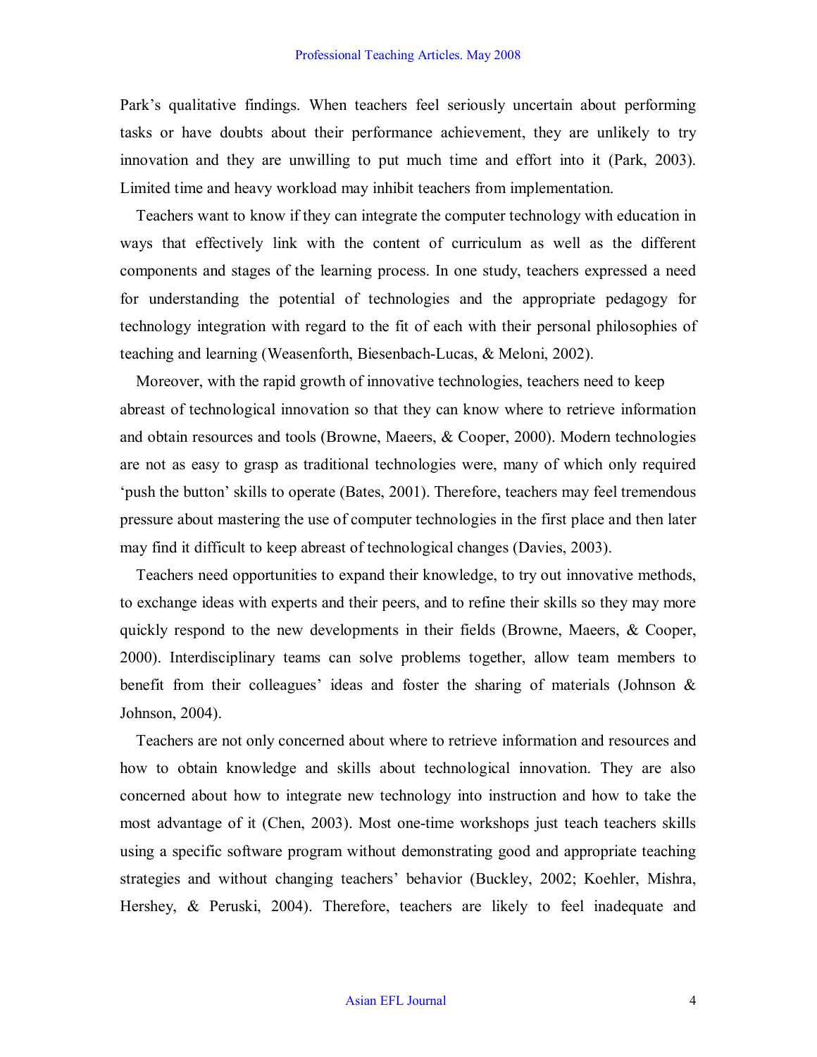Park's qualitative findings. When teachers feel seriously uncertain about performing tasks or have doubts about their performance achievement, they are unlikely to try innovation and they are unwilling to put much time and effort into it (Park, 2003). Limited time and heavy workload may inhibit teachers from implementation.

Teachers want to know if they can integrate the computer technology with education in ways that effectively link with the content of curriculum as well as the different components and stages of the learning process. In one study, teachers expressed a need for understanding the potential of technologies and the appropriate pedagogy for technology integration with regard to the fit of each with their personal philosophies of teaching and learning (Weasenforth, Biesenbach-Lucas, & Meloni, 2002).

Moreover, with the rapid growth of innovative technologies, teachers need to keep abreast of technological innovation so that they can know where to retrieve information and obtain resources and tools (Browne, Maeers, & Cooper, 2000). Modern technologies are not as easy to grasp as traditional technologies were, many of which only required 'push the button' skills to operate (Bates, 2001). Therefore, teachers may feel tremendous pressure about mastering the use of computer technologies in the first place and then later may find it difficult to keep abreast of technological changes (Davies, 2003).

Teachers need opportunities to expand their knowledge, to try out innovative methods, to exchange ideas with experts and their peers, and to refine their skills so they may more quickly respond to the new developments in their fields (Browne, Maeers, & Cooper, 2000). Interdisciplinary teams can solve problems together, allow team members to benefit from their colleagues' ideas and foster the sharing of materials (Johnson & Johnson, 2004).

Teachers are not only concerned about where to retrieve information and resources and how to obtain knowledge and skills about technological innovation. They are also concerned about how to integrate new technology into instruction and how to take the most advantage of it (Chen, 2003). Most one-time workshops just teach teachers skills using a specific software program without demonstrating good and appropriate teaching strategies and without changing teachers' behavior (Buckley, 2002; Koehler, Mishra, Hershey, & Peruski, 2004). Therefore, teachers are likely to feel inadequate and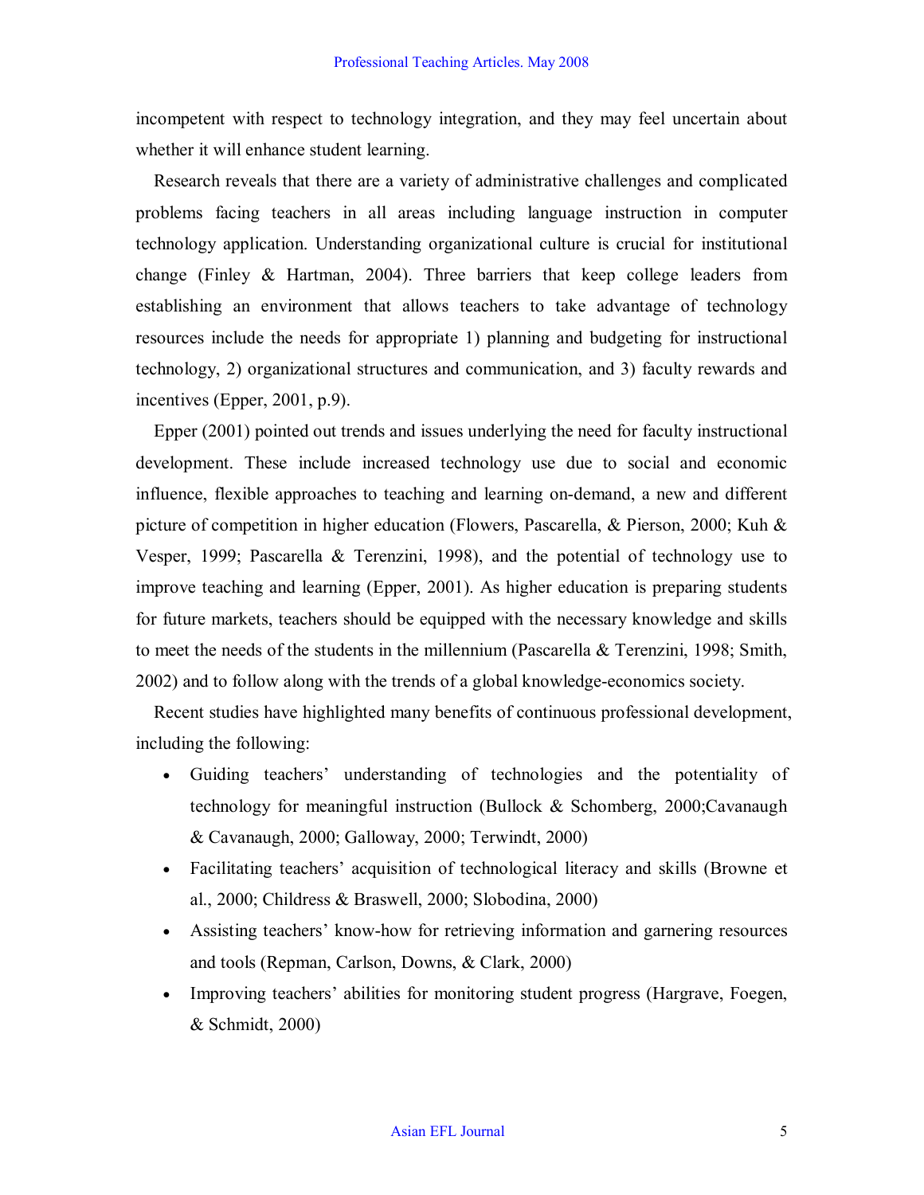incompetent with respect to technology integration, and they may feel uncertain about whether it will enhance student learning.

Research reveals that there are a variety of administrative challenges and complicated problems facing teachers in all areas including language instruction in computer technology application. Understanding organizational culture is crucial for institutional change (Finley & Hartman, 2004). Three barriers that keep college leaders from establishing an environment that allows teachers to take advantage of technology resources include the needs for appropriate 1) planning and budgeting for instructional technology, 2) organizational structures and communication, and 3) faculty rewards and incentives (Epper, 2001, p.9).

Epper (2001) pointed out trends and issues underlying the need for faculty instructional development. These include increased technology use due to social and economic influence, flexible approaches to teaching and learning on-demand, a new and different picture of competition in higher education (Flowers, Pascarella, & Pierson, 2000; Kuh & Vesper, 1999; Pascarella & Terenzini, 1998), and the potential of technology use to improve teaching and learning (Epper, 2001). As higher education is preparing students for future markets, teachers should be equipped with the necessary knowledge and skills to meet the needs of the students in the millennium (Pascarella & Terenzini, 1998; Smith, 2002) and to follow along with the trends of a global knowledge-economics society.

Recent studies have highlighted many benefits of continuous professional development, including the following:

- Guiding teachers' understanding of technologies and the potentiality of technology for meaningful instruction (Bullock & Schomberg, 2000;Cavanaugh & Cavanaugh, 2000; Galloway, 2000; Terwindt, 2000)
- Facilitating teachers' acquisition of technological literacy and skills (Browne et al., 2000; Childress & Braswell, 2000; Slobodina, 2000)
- Assisting teachers' know-how for retrieving information and garnering resources and tools (Repman, Carlson, Downs, & Clark, 2000)
- Improving teachers' abilities for monitoring student progress (Hargrave, Foegen, & Schmidt, 2000)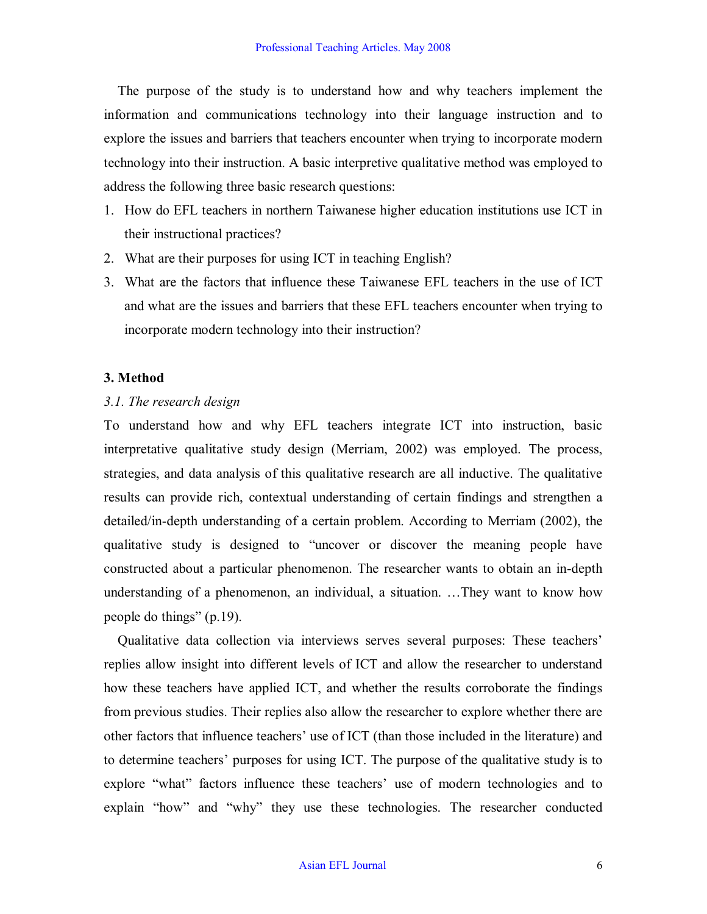The purpose of the study is to understand how and why teachers implement the information and communications technology into their language instruction and to explore the issues and barriers that teachers encounter when trying to incorporate modern technology into their instruction. A basic interpretive qualitative method was employed to address the following three basic research questions:

1. How do EFL teachers in northern Taiwanese higher education institutions use ICT in their instructional practices?
2. What are their purposes for using ICT in teaching English?
3. What are the factors that influence these Taiwanese EFL teachers in the use of ICT and what are the issues and barriers that these EFL teachers encounter when trying to incorporate modern technology into their instruction?

## 3. Method

### *3.1. The research design*

To understand how and why EFL teachers integrate ICT into instruction, basic interpretative qualitative study design (Merriam, 2002) was employed. The process, strategies, and data analysis of this qualitative research are all inductive. The qualitative results can provide rich, contextual understanding of certain findings and strengthen a detailed/in-depth understanding of a certain problem. According to Merriam (2002), the qualitative study is designed to "uncover or discover the meaning people have constructed about a particular phenomenon. The researcher wants to obtain an in-depth understanding of a phenomenon, an individual, a situation. …They want to know how people do things" (p.19).

Qualitative data collection via interviews serves several purposes: These teachers' replies allow insight into different levels of ICT and allow the researcher to understand how these teachers have applied ICT, and whether the results corroborate the findings from previous studies. Their replies also allow the researcher to explore whether there are other factors that influence teachers' use of ICT (than those included in the literature) and to determine teachers' purposes for using ICT. The purpose of the qualitative study is to explore "what" factors influence these teachers' use of modern technologies and to explain "how" and "why" they use these technologies. The researcher conducted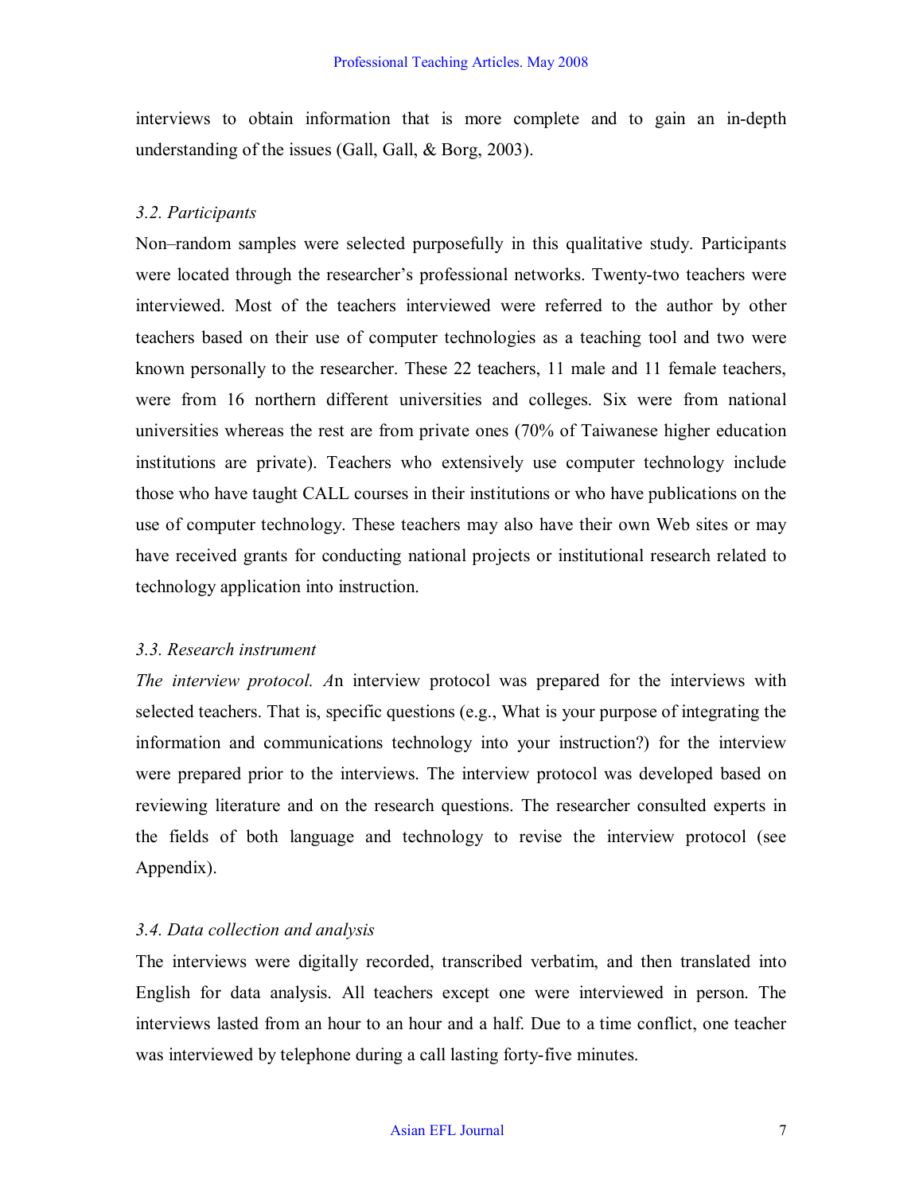interviews to obtain information that is more complete and to gain an in-depth understanding of the issues (Gall, Gall, & Borg, 2003).

### *3.2. Participants*

Non–random samples were selected purposefully in this qualitative study. Participants were located through the researcher's professional networks. Twenty-two teachers were interviewed. Most of the teachers interviewed were referred to the author by other teachers based on their use of computer technologies as a teaching tool and two were known personally to the researcher. These 22 teachers, 11 male and 11 female teachers, were from 16 northern different universities and colleges. Six were from national universities whereas the rest are from private ones (70% of Taiwanese higher education institutions are private). Teachers who extensively use computer technology include those who have taught CALL courses in their institutions or who have publications on the use of computer technology. These teachers may also have their own Web sites or may have received grants for conducting national projects or institutional research related to technology application into instruction.

### *3.3. Research instrument*

*The interview protocol. A*n interview protocol was prepared for the interviews with selected teachers. That is, specific questions (e.g., What is your purpose of integrating the information and communications technology into your instruction?) for the interview were prepared prior to the interviews. The interview protocol was developed based on reviewing literature and on the research questions. The researcher consulted experts in the fields of both language and technology to revise the interview protocol (see Appendix).

### *3.4. Data collection and analysis*

The interviews were digitally recorded, transcribed verbatim, and then translated into English for data analysis. All teachers except one were interviewed in person. The interviews lasted from an hour to an hour and a half. Due to a time conflict, one teacher was interviewed by telephone during a call lasting forty-five minutes.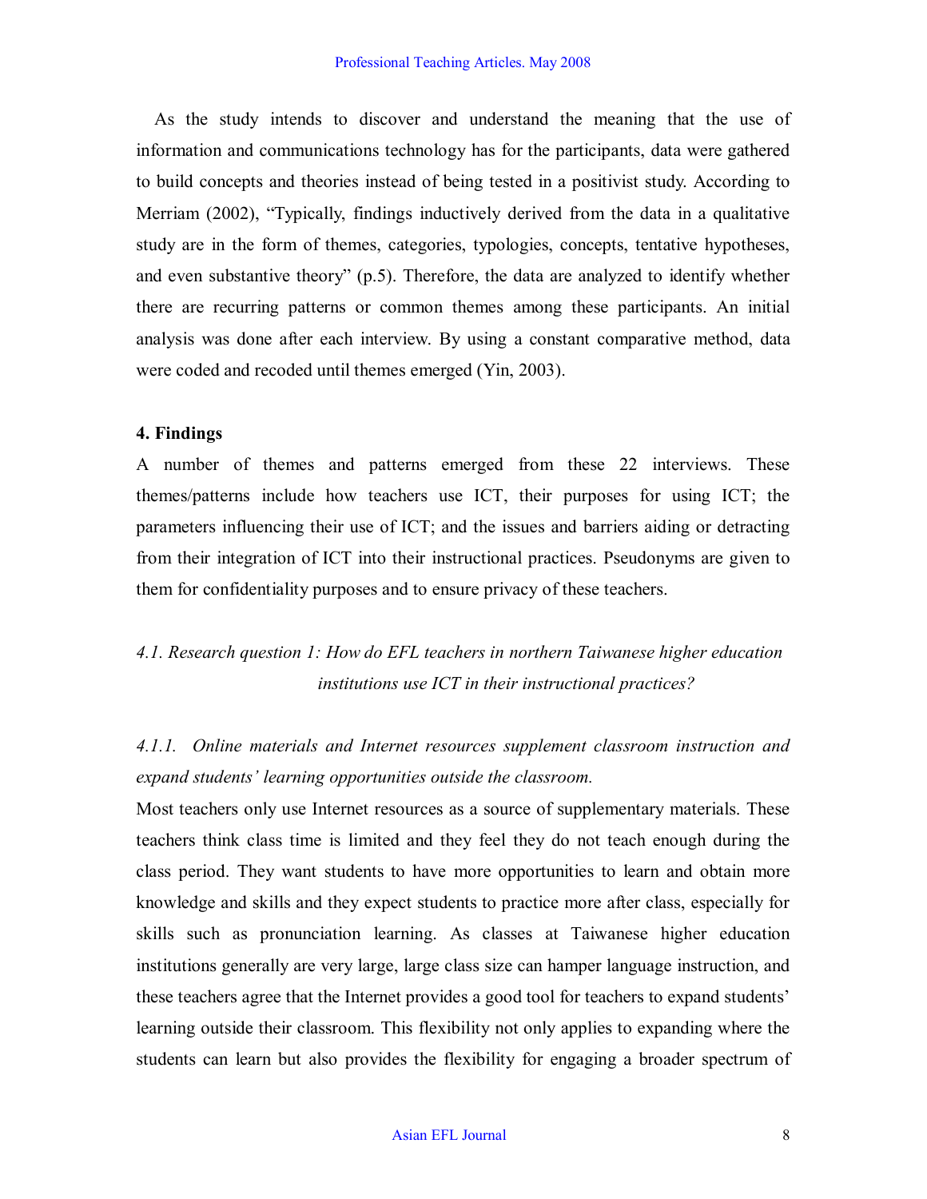As the study intends to discover and understand the meaning that the use of information and communications technology has for the participants, data were gathered to build concepts and theories instead of being tested in a positivist study. According to Merriam (2002), "Typically, findings inductively derived from the data in a qualitative study are in the form of themes, categories, typologies, concepts, tentative hypotheses, and even substantive theory" (p.5). Therefore, the data are analyzed to identify whether there are recurring patterns or common themes among these participants. An initial analysis was done after each interview. By using a constant comparative method, data were coded and recoded until themes emerged (Yin, 2003).

## 4. Findings

A number of themes and patterns emerged from these 22 interviews. These themes/patterns include how teachers use ICT, their purposes for using ICT; the parameters influencing their use of ICT; and the issues and barriers aiding or detracting from their integration of ICT into their instructional practices. Pseudonyms are given to them for confidentiality purposes and to ensure privacy of these teachers.

### *4.1. Research question 1: How do EFL teachers in northern Taiwanese higher education institutions use ICT in their instructional practices?*

#### *4.1.1. Online materials and Internet resources supplement classroom instruction and expand students' learning opportunities outside the classroom.*

Most teachers only use Internet resources as a source of supplementary materials. These teachers think class time is limited and they feel they do not teach enough during the class period. They want students to have more opportunities to learn and obtain more knowledge and skills and they expect students to practice more after class, especially for skills such as pronunciation learning. As classes at Taiwanese higher education institutions generally are very large, large class size can hamper language instruction, and these teachers agree that the Internet provides a good tool for teachers to expand students' learning outside their classroom. This flexibility not only applies to expanding where the students can learn but also provides the flexibility for engaging a broader spectrum of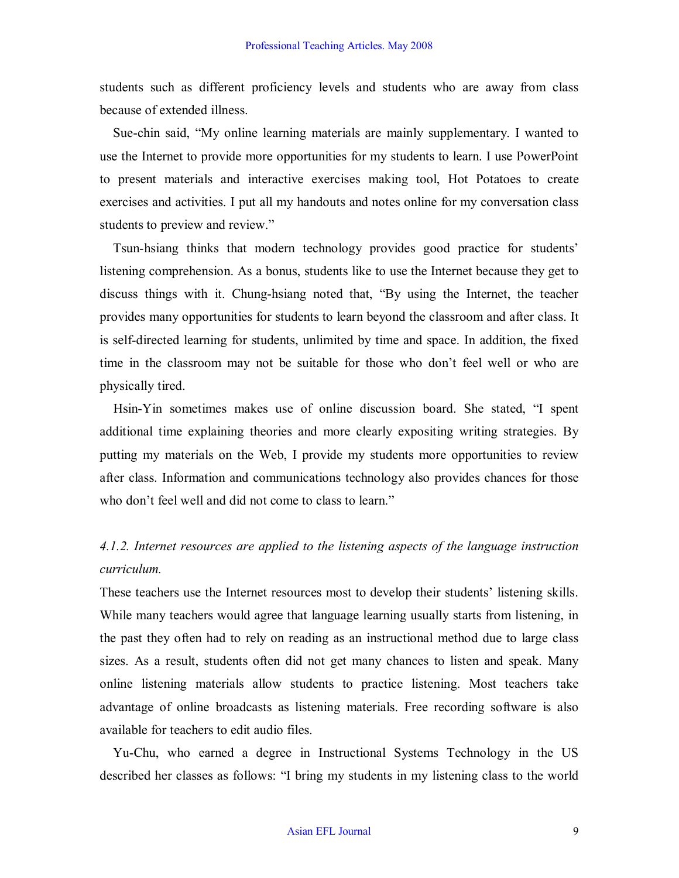students such as different proficiency levels and students who are away from class because of extended illness.

Sue-chin said, "My online learning materials are mainly supplementary. I wanted to use the Internet to provide more opportunities for my students to learn. I use PowerPoint to present materials and interactive exercises making tool, Hot Potatoes to create exercises and activities. I put all my handouts and notes online for my conversation class students to preview and review."

Tsun-hsiang thinks that modern technology provides good practice for students' listening comprehension. As a bonus, students like to use the Internet because they get to discuss things with it. Chung-hsiang noted that, "By using the Internet, the teacher provides many opportunities for students to learn beyond the classroom and after class. It is self-directed learning for students, unlimited by time and space. In addition, the fixed time in the classroom may not be suitable for those who don't feel well or who are physically tired.

Hsin-Yin sometimes makes use of online discussion board. She stated, "I spent additional time explaining theories and more clearly expositing writing strategies. By putting my materials on the Web, I provide my students more opportunities to review after class. Information and communications technology also provides chances for those who don't feel well and did not come to class to learn."

*4.1.2. Internet resources are applied to the listening aspects of the language instruction curriculum.*

These teachers use the Internet resources most to develop their students' listening skills. While many teachers would agree that language learning usually starts from listening, in the past they often had to rely on reading as an instructional method due to large class sizes. As a result, students often did not get many chances to listen and speak. Many online listening materials allow students to practice listening. Most teachers take advantage of online broadcasts as listening materials. Free recording software is also available for teachers to edit audio files.

Yu-Chu, who earned a degree in Instructional Systems Technology in the US described her classes as follows: "I bring my students in my listening class to the world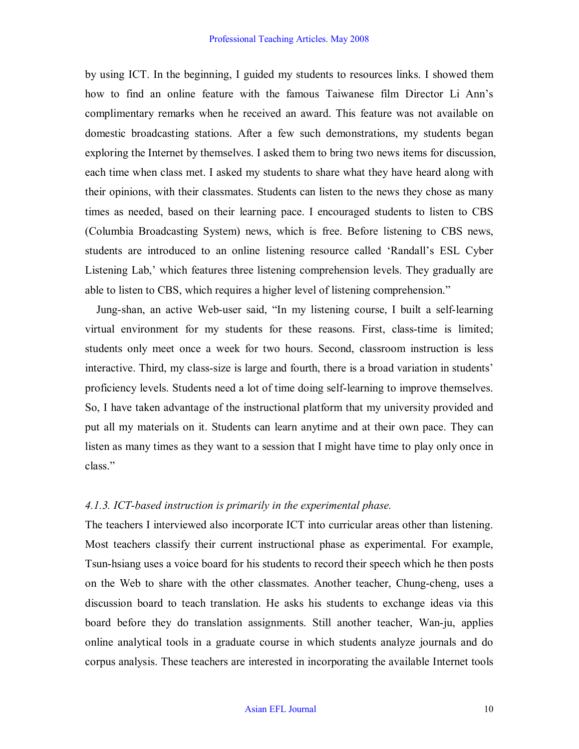by using ICT. In the beginning, I guided my students to resources links. I showed them how to find an online feature with the famous Taiwanese film Director Li Ann's complimentary remarks when he received an award. This feature was not available on domestic broadcasting stations. After a few such demonstrations, my students began exploring the Internet by themselves. I asked them to bring two news items for discussion, each time when class met. I asked my students to share what they have heard along with their opinions, with their classmates. Students can listen to the news they chose as many times as needed, based on their learning pace. I encouraged students to listen to CBS (Columbia Broadcasting System) news, which is free. Before listening to CBS news, students are introduced to an online listening resource called 'Randall's ESL Cyber Listening Lab,' which features three listening comprehension levels. They gradually are able to listen to CBS, which requires a higher level of listening comprehension."

Jung-shan, an active Web-user said, "In my listening course, I built a self-learning virtual environment for my students for these reasons. First, class-time is limited; students only meet once a week for two hours. Second, classroom instruction is less interactive. Third, my class-size is large and fourth, there is a broad variation in students' proficiency levels. Students need a lot of time doing self-learning to improve themselves. So, I have taken advantage of the instructional platform that my university provided and put all my materials on it. Students can learn anytime and at their own pace. They can listen as many times as they want to a session that I might have time to play only once in class."

#### *4.1.3. ICT-based instruction is primarily in the experimental phase.*

The teachers I interviewed also incorporate ICT into curricular areas other than listening. Most teachers classify their current instructional phase as experimental. For example, Tsun-hsiang uses a voice board for his students to record their speech which he then posts on the Web to share with the other classmates. Another teacher, Chung-cheng, uses a discussion board to teach translation. He asks his students to exchange ideas via this board before they do translation assignments. Still another teacher, Wan-ju, applies online analytical tools in a graduate course in which students analyze journals and do corpus analysis. These teachers are interested in incorporating the available Internet tools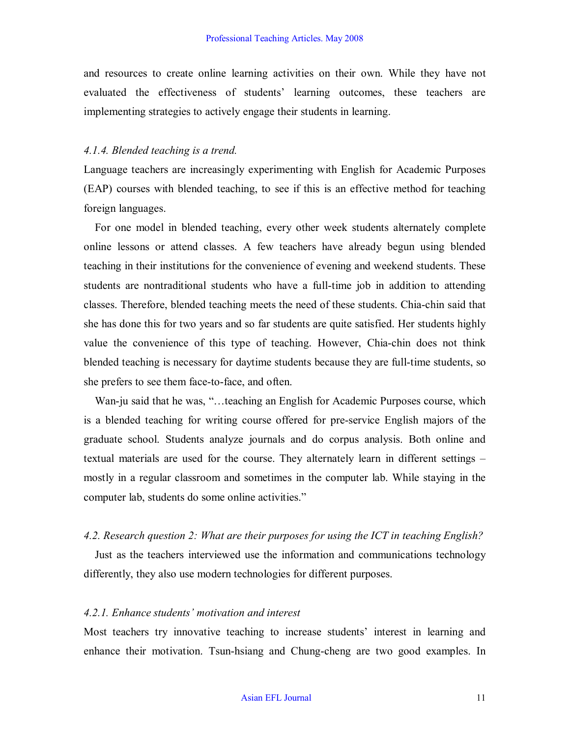and resources to create online learning activities on their own. While they have not evaluated the effectiveness of students' learning outcomes, these teachers are implementing strategies to actively engage their students in learning.

*4.1.4. Blended teaching is a trend.*

Language teachers are increasingly experimenting with English for Academic Purposes (EAP) courses with blended teaching, to see if this is an effective method for teaching foreign languages.

For one model in blended teaching, every other week students alternately complete online lessons or attend classes. A few teachers have already begun using blended teaching in their institutions for the convenience of evening and weekend students. These students are nontraditional students who have a full-time job in addition to attending classes. Therefore, blended teaching meets the need of these students. Chia-chin said that she has done this for two years and so far students are quite satisfied. Her students highly value the convenience of this type of teaching. However, Chia-chin does not think blended teaching is necessary for daytime students because they are full-time students, so she prefers to see them face-to-face, and often.

Wan-ju said that he was, "…teaching an English for Academic Purposes course, which is a blended teaching for writing course offered for pre-service English majors of the graduate school. Students analyze journals and do corpus analysis. Both online and textual materials are used for the course. They alternately learn in different settings – mostly in a regular classroom and sometimes in the computer lab. While staying in the computer lab, students do some online activities."

*4.2. Research question 2: What are their purposes for using the ICT in teaching English?*

Just as the teachers interviewed use the information and communications technology differently, they also use modern technologies for different purposes.

*4.2.1. Enhance students' motivation and interest*

Most teachers try innovative teaching to increase students' interest in learning and enhance their motivation. Tsun-hsiang and Chung-cheng are two good examples. In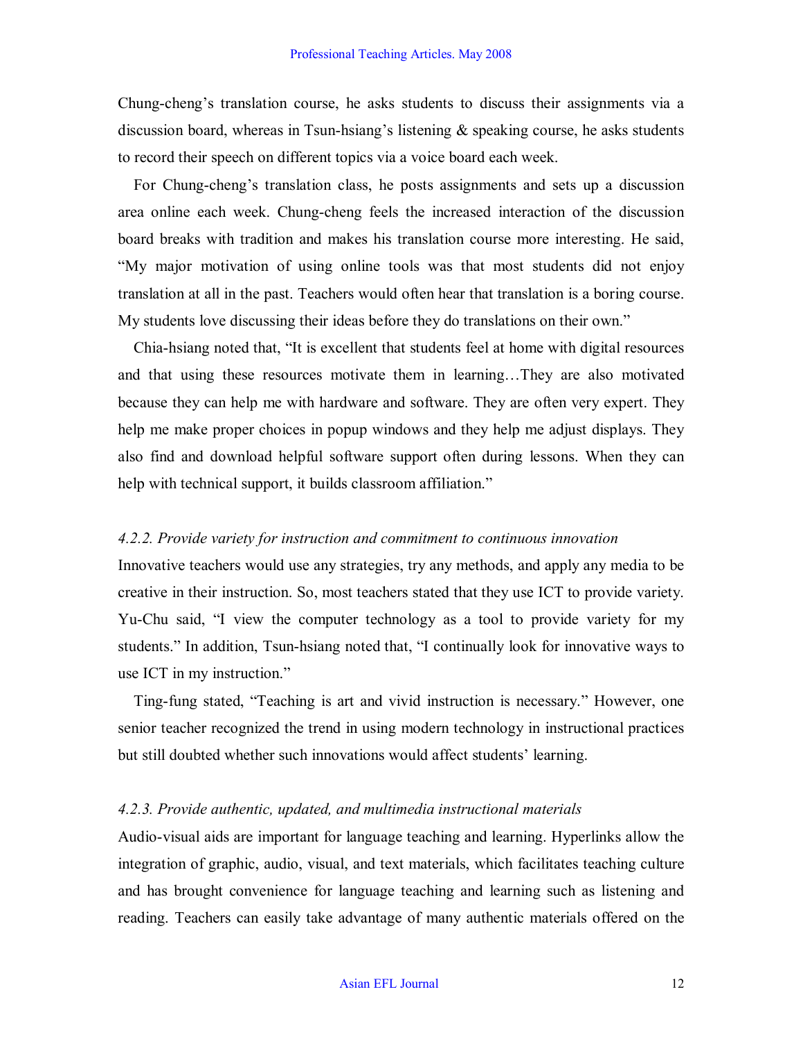Chung-cheng's translation course, he asks students to discuss their assignments via a discussion board, whereas in Tsun-hsiang's listening & speaking course, he asks students to record their speech on different topics via a voice board each week.

For Chung-cheng's translation class, he posts assignments and sets up a discussion area online each week. Chung-cheng feels the increased interaction of the discussion board breaks with tradition and makes his translation course more interesting. He said, "My major motivation of using online tools was that most students did not enjoy translation at all in the past. Teachers would often hear that translation is a boring course. My students love discussing their ideas before they do translations on their own."

Chia-hsiang noted that, "It is excellent that students feel at home with digital resources and that using these resources motivate them in learning…They are also motivated because they can help me with hardware and software. They are often very expert. They help me make proper choices in popup windows and they help me adjust displays. They also find and download helpful software support often during lessons. When they can help with technical support, it builds classroom affiliation."

#### *4.2.2. Provide variety for instruction and commitment to continuous innovation*

Innovative teachers would use any strategies, try any methods, and apply any media to be creative in their instruction. So, most teachers stated that they use ICT to provide variety. Yu-Chu said, "I view the computer technology as a tool to provide variety for my students." In addition, Tsun-hsiang noted that, "I continually look for innovative ways to use ICT in my instruction."

Ting-fung stated, "Teaching is art and vivid instruction is necessary." However, one senior teacher recognized the trend in using modern technology in instructional practices but still doubted whether such innovations would affect students' learning.

#### *4.2.3. Provide authentic, updated, and multimedia instructional materials*

Audio-visual aids are important for language teaching and learning. Hyperlinks allow the integration of graphic, audio, visual, and text materials, which facilitates teaching culture and has brought convenience for language teaching and learning such as listening and reading. Teachers can easily take advantage of many authentic materials offered on the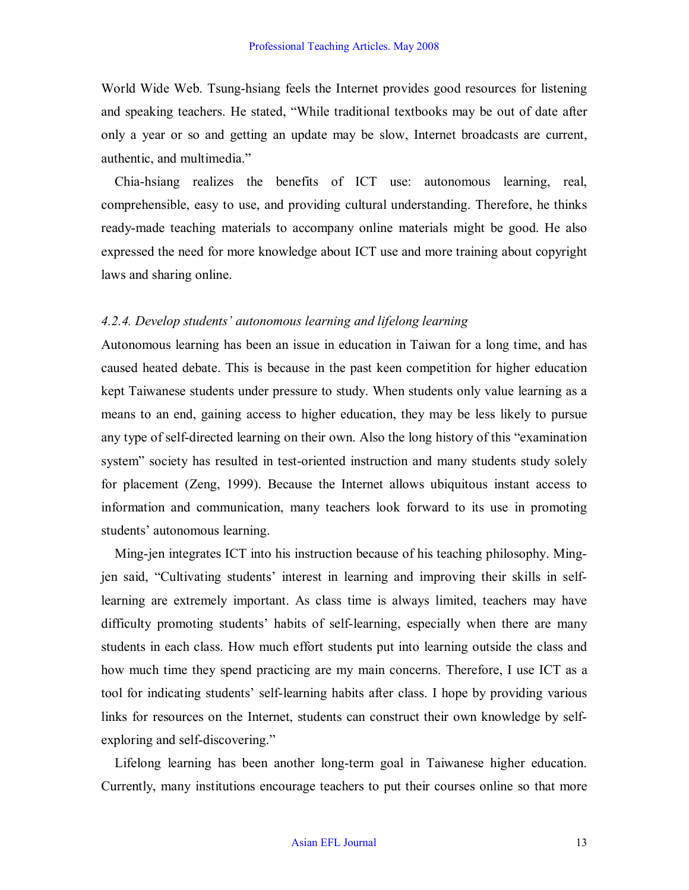World Wide Web. Tsung-hsiang feels the Internet provides good resources for listening and speaking teachers. He stated, "While traditional textbooks may be out of date after only a year or so and getting an update may be slow, Internet broadcasts are current, authentic, and multimedia."

Chia-hsiang realizes the benefits of ICT use: autonomous learning, real, comprehensible, easy to use, and providing cultural understanding. Therefore, he thinks ready-made teaching materials to accompany online materials might be good. He also expressed the need for more knowledge about ICT use and more training about copyright laws and sharing online.

*4.2.4. Develop students' autonomous learning and lifelong learning*

Autonomous learning has been an issue in education in Taiwan for a long time, and has caused heated debate. This is because in the past keen competition for higher education kept Taiwanese students under pressure to study. When students only value learning as a means to an end, gaining access to higher education, they may be less likely to pursue any type of self-directed learning on their own. Also the long history of this "examination system" society has resulted in test-oriented instruction and many students study solely for placement (Zeng, 1999). Because the Internet allows ubiquitous instant access to information and communication, many teachers look forward to its use in promoting students' autonomous learning.

Ming-jen integrates ICT into his instruction because of his teaching philosophy. Ming-jen said, "Cultivating students' interest in learning and improving their skills in self-learning are extremely important. As class time is always limited, teachers may have difficulty promoting students' habits of self-learning, especially when there are many students in each class. How much effort students put into learning outside the class and how much time they spend practicing are my main concerns. Therefore, I use ICT as a tool for indicating students' self-learning habits after class. I hope by providing various links for resources on the Internet, students can construct their own knowledge by self-exploring and self-discovering."

Lifelong learning has been another long-term goal in Taiwanese higher education. Currently, many institutions encourage teachers to put their courses online so that more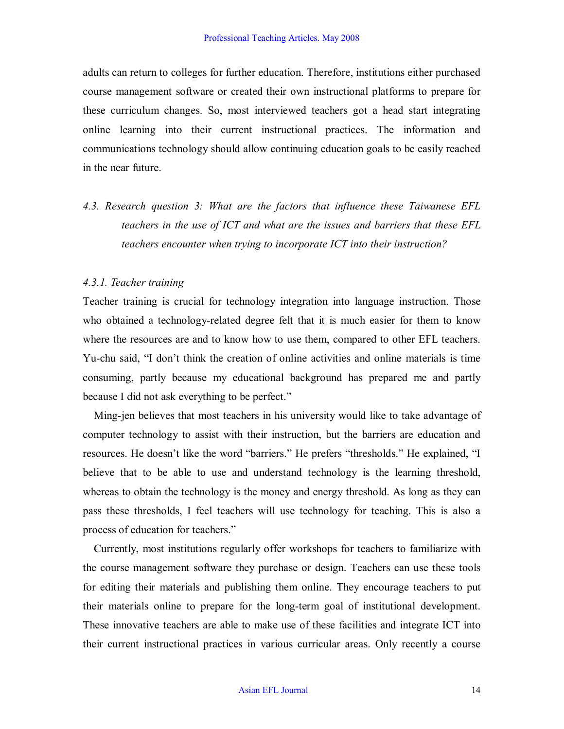adults can return to colleges for further education. Therefore, institutions either purchased course management software or created their own instructional platforms to prepare for these curriculum changes. So, most interviewed teachers got a head start integrating online learning into their current instructional practices. The information and communications technology should allow continuing education goals to be easily reached in the near future.

### *4.3. Research question 3: What are the factors that influence these Taiwanese EFL teachers in the use of ICT and what are the issues and barriers that these EFL teachers encounter when trying to incorporate ICT into their instruction?*

#### *4.3.1. Teacher training*

Teacher training is crucial for technology integration into language instruction. Those who obtained a technology-related degree felt that it is much easier for them to know where the resources are and to know how to use them, compared to other EFL teachers. Yu-chu said, "I don't think the creation of online activities and online materials is time consuming, partly because my educational background has prepared me and partly because I did not ask everything to be perfect."

Ming-jen believes that most teachers in his university would like to take advantage of computer technology to assist with their instruction, but the barriers are education and resources. He doesn't like the word "barriers." He prefers "thresholds." He explained, "I believe that to be able to use and understand technology is the learning threshold, whereas to obtain the technology is the money and energy threshold. As long as they can pass these thresholds, I feel teachers will use technology for teaching. This is also a process of education for teachers."

Currently, most institutions regularly offer workshops for teachers to familiarize with the course management software they purchase or design. Teachers can use these tools for editing their materials and publishing them online. They encourage teachers to put their materials online to prepare for the long-term goal of institutional development. These innovative teachers are able to make use of these facilities and integrate ICT into their current instructional practices in various curricular areas. Only recently a course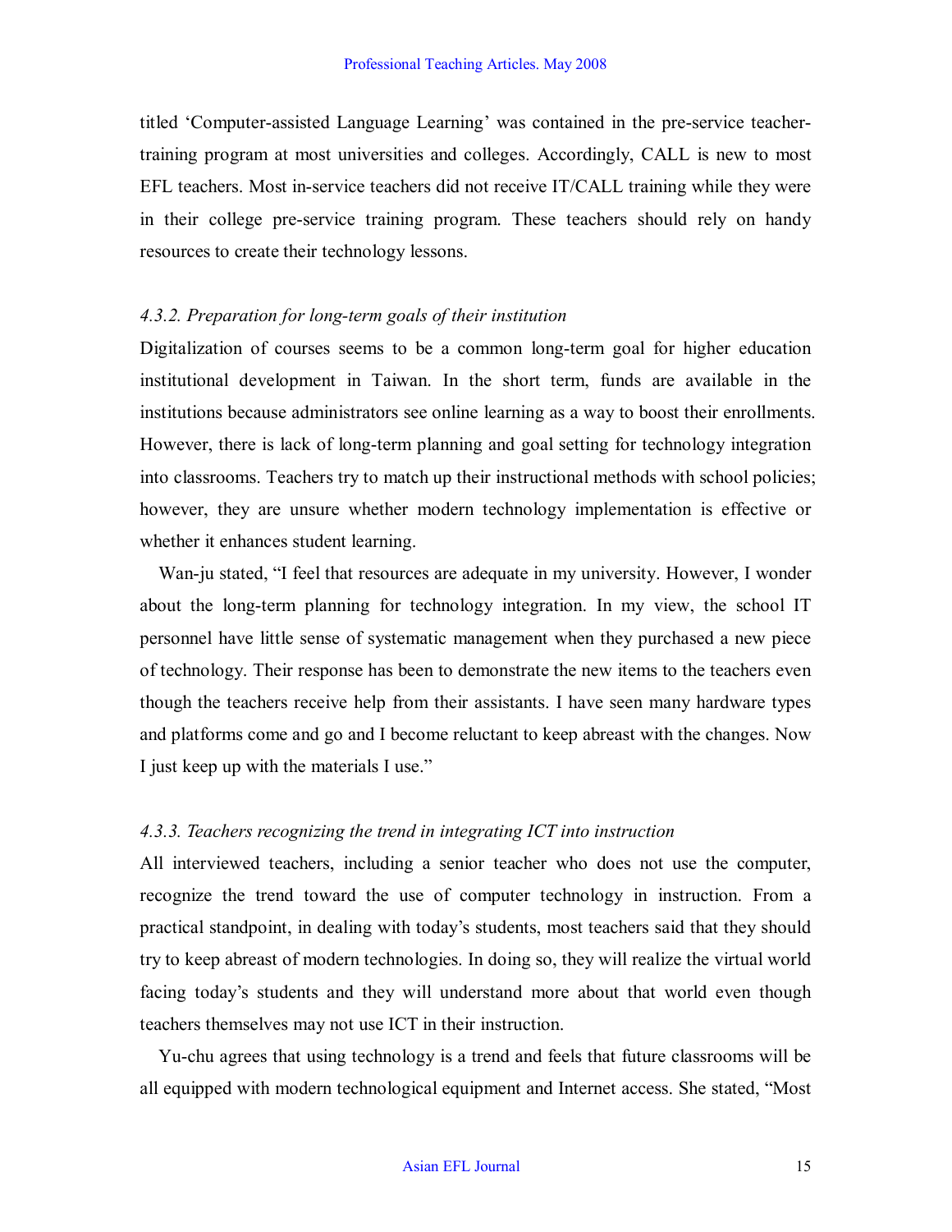titled 'Computer-assisted Language Learning' was contained in the pre-service teacher-training program at most universities and colleges. Accordingly, CALL is new to most EFL teachers. Most in-service teachers did not receive IT/CALL training while they were in their college pre-service training program. These teachers should rely on handy resources to create their technology lessons.

#### *4.3.2. Preparation for long-term goals of their institution*

Digitalization of courses seems to be a common long-term goal for higher education institutional development in Taiwan. In the short term, funds are available in the institutions because administrators see online learning as a way to boost their enrollments. However, there is lack of long-term planning and goal setting for technology integration into classrooms. Teachers try to match up their instructional methods with school policies; however, they are unsure whether modern technology implementation is effective or whether it enhances student learning.

Wan-ju stated, "I feel that resources are adequate in my university. However, I wonder about the long-term planning for technology integration. In my view, the school IT personnel have little sense of systematic management when they purchased a new piece of technology. Their response has been to demonstrate the new items to the teachers even though the teachers receive help from their assistants. I have seen many hardware types and platforms come and go and I become reluctant to keep abreast with the changes. Now I just keep up with the materials I use."

#### *4.3.3. Teachers recognizing the trend in integrating ICT into instruction*

All interviewed teachers, including a senior teacher who does not use the computer, recognize the trend toward the use of computer technology in instruction. From a practical standpoint, in dealing with today's students, most teachers said that they should try to keep abreast of modern technologies. In doing so, they will realize the virtual world facing today's students and they will understand more about that world even though teachers themselves may not use ICT in their instruction.

Yu-chu agrees that using technology is a trend and feels that future classrooms will be all equipped with modern technological equipment and Internet access. She stated, "Most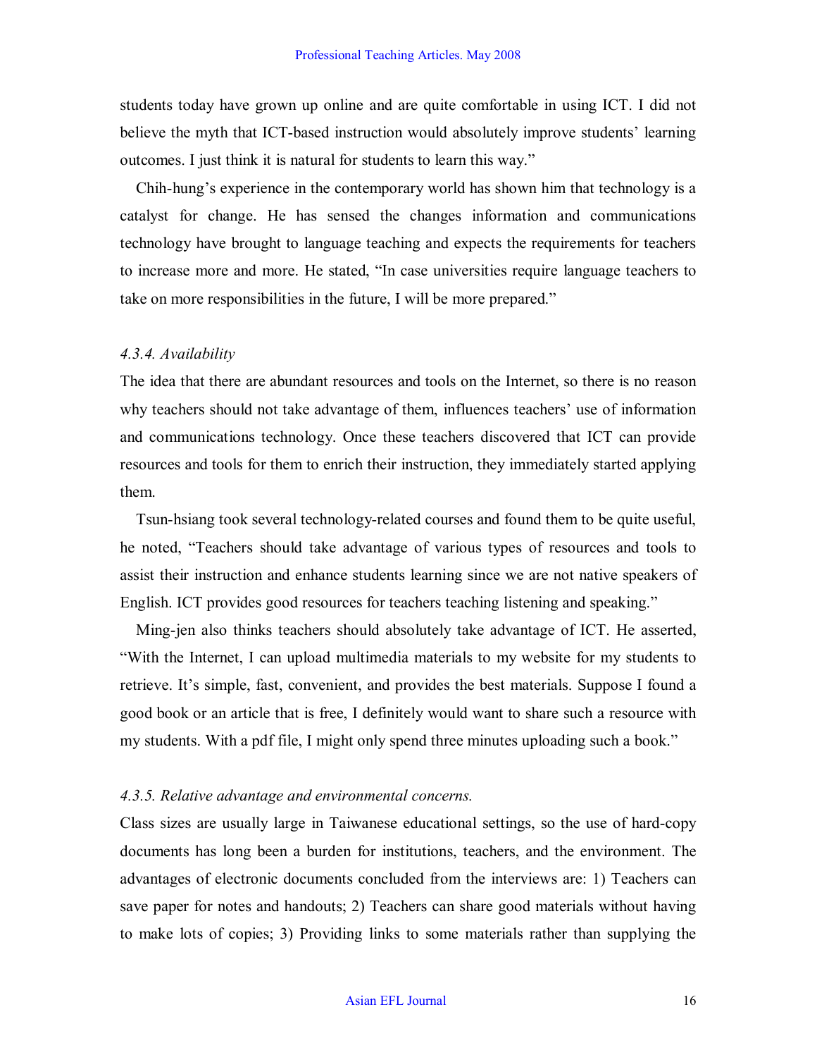students today have grown up online and are quite comfortable in using ICT. I did not believe the myth that ICT-based instruction would absolutely improve students' learning outcomes. I just think it is natural for students to learn this way."

Chih-hung's experience in the contemporary world has shown him that technology is a catalyst for change. He has sensed the changes information and communications technology have brought to language teaching and expects the requirements for teachers to increase more and more. He stated, "In case universities require language teachers to take on more responsibilities in the future, I will be more prepared."

### *4.3.4. Availability*

The idea that there are abundant resources and tools on the Internet, so there is no reason why teachers should not take advantage of them, influences teachers' use of information and communications technology. Once these teachers discovered that ICT can provide resources and tools for them to enrich their instruction, they immediately started applying them.

Tsun-hsiang took several technology-related courses and found them to be quite useful, he noted, "Teachers should take advantage of various types of resources and tools to assist their instruction and enhance students learning since we are not native speakers of English. ICT provides good resources for teachers teaching listening and speaking."

Ming-jen also thinks teachers should absolutely take advantage of ICT. He asserted, "With the Internet, I can upload multimedia materials to my website for my students to retrieve. It's simple, fast, convenient, and provides the best materials. Suppose I found a good book or an article that is free, I definitely would want to share such a resource with my students. With a pdf file, I might only spend three minutes uploading such a book."

### *4.3.5. Relative advantage and environmental concerns.*

Class sizes are usually large in Taiwanese educational settings, so the use of hard-copy documents has long been a burden for institutions, teachers, and the environment. The advantages of electronic documents concluded from the interviews are: 1) Teachers can save paper for notes and handouts; 2) Teachers can share good materials without having to make lots of copies; 3) Providing links to some materials rather than supplying the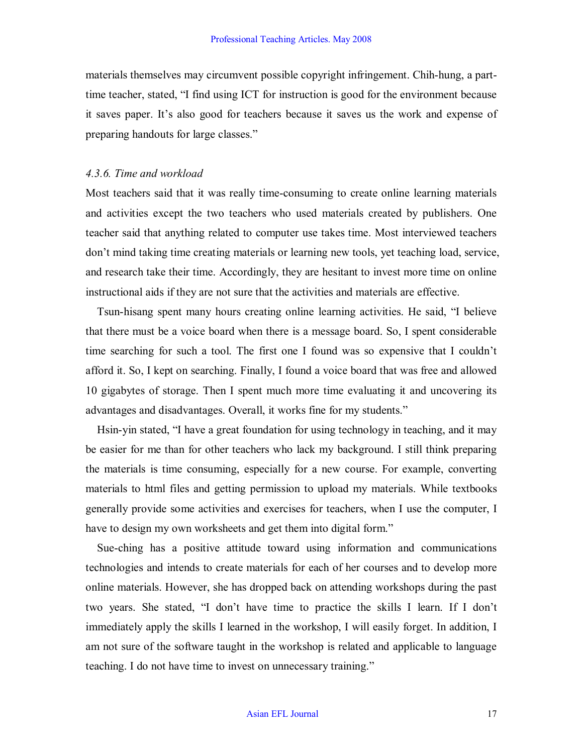materials themselves may circumvent possible copyright infringement. Chih-hung, a part-time teacher, stated, "I find using ICT for instruction is good for the environment because it saves paper. It's also good for teachers because it saves us the work and expense of preparing handouts for large classes."

#### *4.3.6. Time and workload*

Most teachers said that it was really time-consuming to create online learning materials and activities except the two teachers who used materials created by publishers. One teacher said that anything related to computer use takes time. Most interviewed teachers don't mind taking time creating materials or learning new tools, yet teaching load, service, and research take their time. Accordingly, they are hesitant to invest more time on online instructional aids if they are not sure that the activities and materials are effective.

Tsun-hisang spent many hours creating online learning activities. He said, "I believe that there must be a voice board when there is a message board. So, I spent considerable time searching for such a tool. The first one I found was so expensive that I couldn't afford it. So, I kept on searching. Finally, I found a voice board that was free and allowed 10 gigabytes of storage. Then I spent much more time evaluating it and uncovering its advantages and disadvantages. Overall, it works fine for my students."

Hsin-yin stated, "I have a great foundation for using technology in teaching, and it may be easier for me than for other teachers who lack my background. I still think preparing the materials is time consuming, especially for a new course. For example, converting materials to html files and getting permission to upload my materials. While textbooks generally provide some activities and exercises for teachers, when I use the computer, I have to design my own worksheets and get them into digital form."

Sue-ching has a positive attitude toward using information and communications technologies and intends to create materials for each of her courses and to develop more online materials. However, she has dropped back on attending workshops during the past two years. She stated, "I don't have time to practice the skills I learn. If I don't immediately apply the skills I learned in the workshop, I will easily forget. In addition, I am not sure of the software taught in the workshop is related and applicable to language teaching. I do not have time to invest on unnecessary training."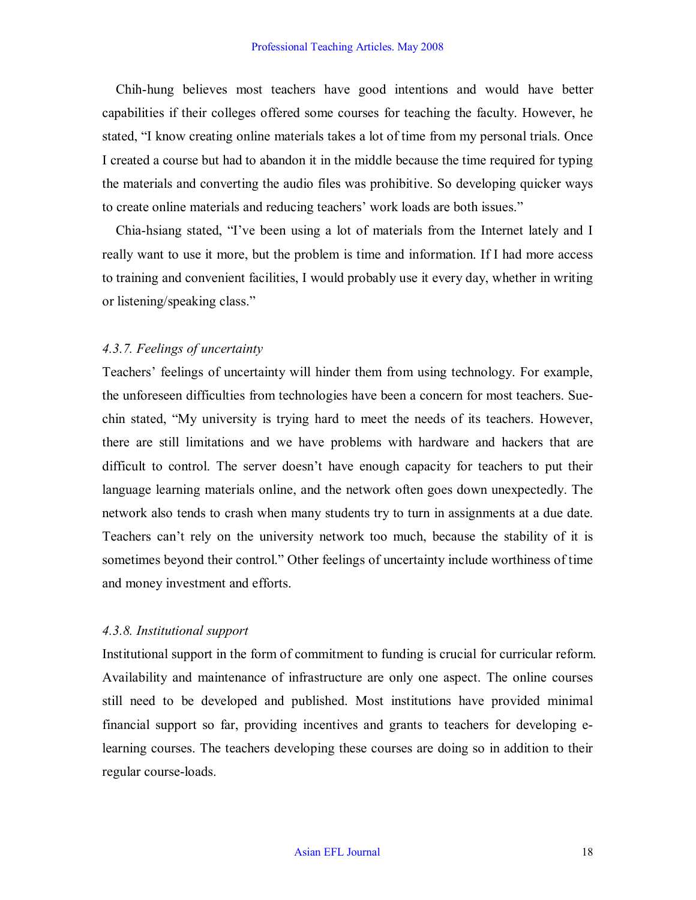Chih-hung believes most teachers have good intentions and would have better capabilities if their colleges offered some courses for teaching the faculty. However, he stated, "I know creating online materials takes a lot of time from my personal trials. Once I created a course but had to abandon it in the middle because the time required for typing the materials and converting the audio files was prohibitive. So developing quicker ways to create online materials and reducing teachers' work loads are both issues."

Chia-hsiang stated, "I've been using a lot of materials from the Internet lately and I really want to use it more, but the problem is time and information. If I had more access to training and convenient facilities, I would probably use it every day, whether in writing or listening/speaking class."

#### *4.3.7. Feelings of uncertainty*

Teachers' feelings of uncertainty will hinder them from using technology. For example, the unforeseen difficulties from technologies have been a concern for most teachers. Sue-chin stated, "My university is trying hard to meet the needs of its teachers. However, there are still limitations and we have problems with hardware and hackers that are difficult to control. The server doesn't have enough capacity for teachers to put their language learning materials online, and the network often goes down unexpectedly. The network also tends to crash when many students try to turn in assignments at a due date. Teachers can't rely on the university network too much, because the stability of it is sometimes beyond their control." Other feelings of uncertainty include worthiness of time and money investment and efforts.

#### *4.3.8. Institutional support*

Institutional support in the form of commitment to funding is crucial for curricular reform. Availability and maintenance of infrastructure are only one aspect. The online courses still need to be developed and published. Most institutions have provided minimal financial support so far, providing incentives and grants to teachers for developing e-learning courses. The teachers developing these courses are doing so in addition to their regular course-loads.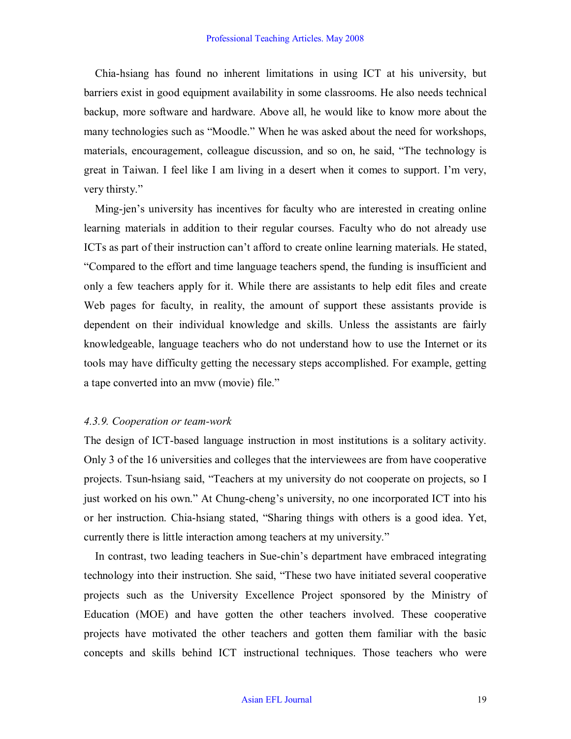Chia-hsiang has found no inherent limitations in using ICT at his university, but barriers exist in good equipment availability in some classrooms. He also needs technical backup, more software and hardware. Above all, he would like to know more about the many technologies such as "Moodle." When he was asked about the need for workshops, materials, encouragement, colleague discussion, and so on, he said, "The technology is great in Taiwan. I feel like I am living in a desert when it comes to support. I'm very, very thirsty."

Ming-jen's university has incentives for faculty who are interested in creating online learning materials in addition to their regular courses. Faculty who do not already use ICTs as part of their instruction can't afford to create online learning materials. He stated, "Compared to the effort and time language teachers spend, the funding is insufficient and only a few teachers apply for it. While there are assistants to help edit files and create Web pages for faculty, in reality, the amount of support these assistants provide is dependent on their individual knowledge and skills. Unless the assistants are fairly knowledgeable, language teachers who do not understand how to use the Internet or its tools may have difficulty getting the necessary steps accomplished. For example, getting a tape converted into an mvw (movie) file."

*4.3.9. Cooperation or team-work*

The design of ICT-based language instruction in most institutions is a solitary activity. Only 3 of the 16 universities and colleges that the interviewees are from have cooperative projects. Tsun-hsiang said, "Teachers at my university do not cooperate on projects, so I just worked on his own." At Chung-cheng's university, no one incorporated ICT into his or her instruction. Chia-hsiang stated, "Sharing things with others is a good idea. Yet, currently there is little interaction among teachers at my university."

In contrast, two leading teachers in Sue-chin's department have embraced integrating technology into their instruction. She said, "These two have initiated several cooperative projects such as the University Excellence Project sponsored by the Ministry of Education (MOE) and have gotten the other teachers involved. These cooperative projects have motivated the other teachers and gotten them familiar with the basic concepts and skills behind ICT instructional techniques. Those teachers who were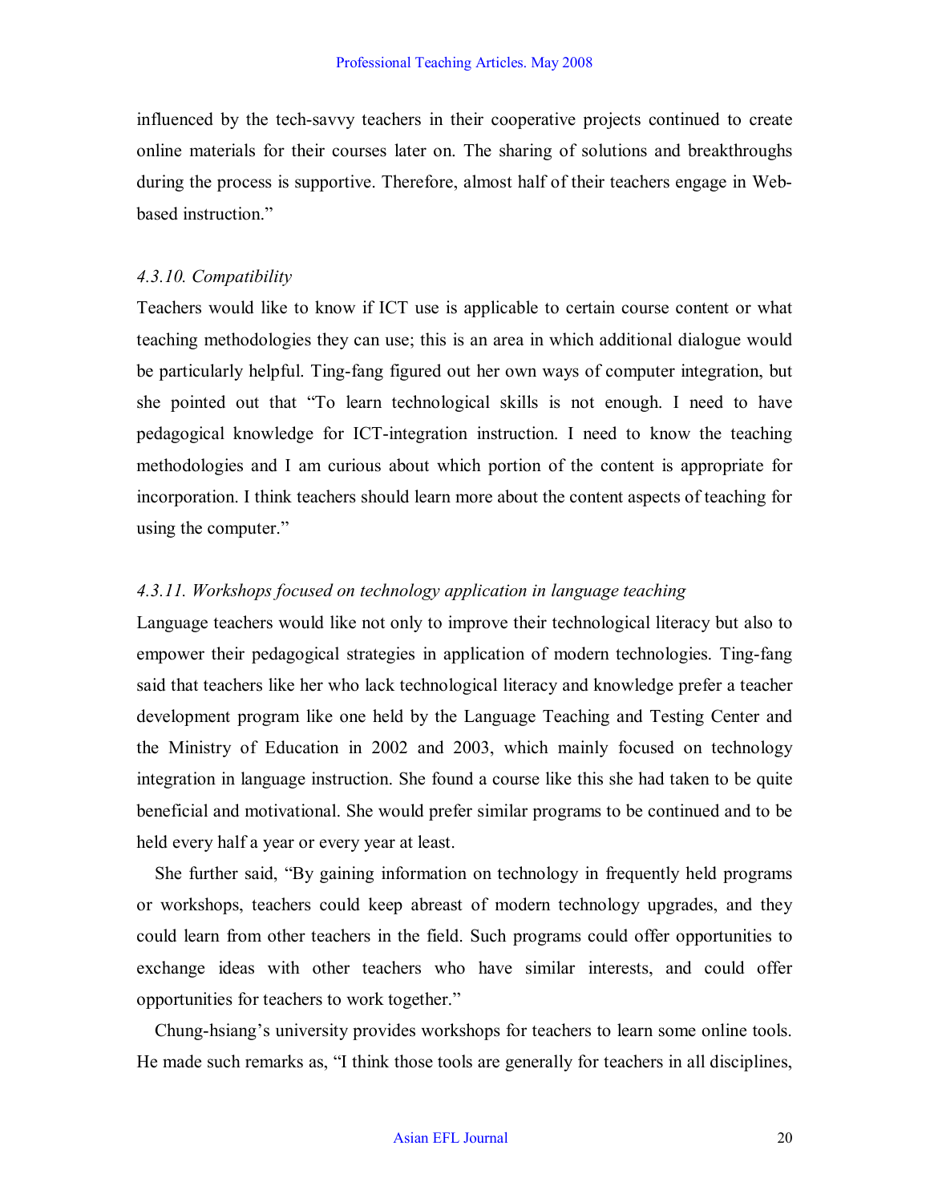influenced by the tech-savvy teachers in their cooperative projects continued to create online materials for their courses later on. The sharing of solutions and breakthroughs during the process is supportive. Therefore, almost half of their teachers engage in Web-based instruction."

*4.3.10. Compatibility*

Teachers would like to know if ICT use is applicable to certain course content or what teaching methodologies they can use; this is an area in which additional dialogue would be particularly helpful. Ting-fang figured out her own ways of computer integration, but she pointed out that "To learn technological skills is not enough. I need to have pedagogical knowledge for ICT-integration instruction. I need to know the teaching methodologies and I am curious about which portion of the content is appropriate for incorporation. I think teachers should learn more about the content aspects of teaching for using the computer."

*4.3.11. Workshops focused on technology application in language teaching*

Language teachers would like not only to improve their technological literacy but also to empower their pedagogical strategies in application of modern technologies. Ting-fang said that teachers like her who lack technological literacy and knowledge prefer a teacher development program like one held by the Language Teaching and Testing Center and the Ministry of Education in 2002 and 2003, which mainly focused on technology integration in language instruction. She found a course like this she had taken to be quite beneficial and motivational. She would prefer similar programs to be continued and to be held every half a year or every year at least.

She further said, "By gaining information on technology in frequently held programs or workshops, teachers could keep abreast of modern technology upgrades, and they could learn from other teachers in the field. Such programs could offer opportunities to exchange ideas with other teachers who have similar interests, and could offer opportunities for teachers to work together."

Chung-hsiang's university provides workshops for teachers to learn some online tools. He made such remarks as, "I think those tools are generally for teachers in all disciplines,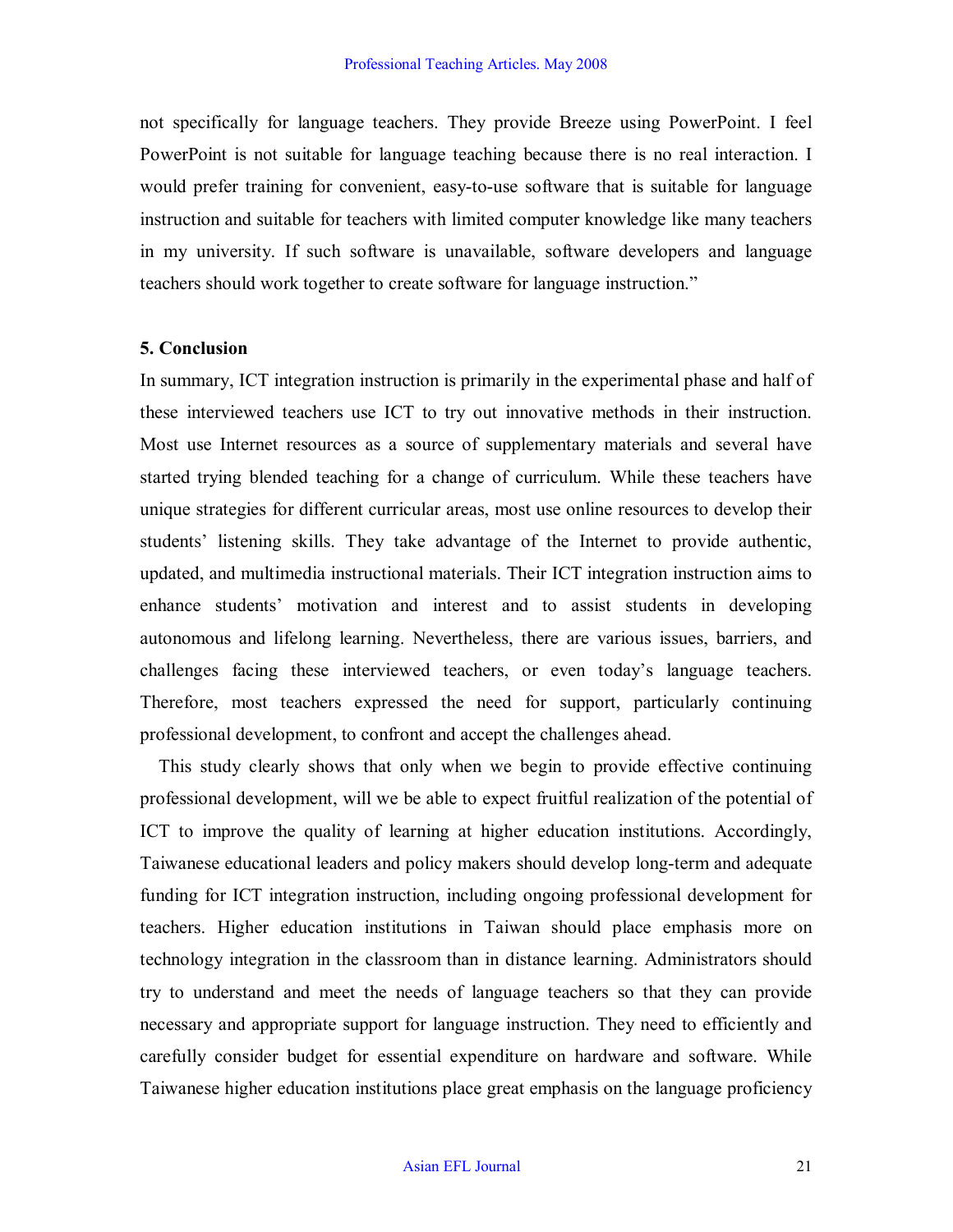not specifically for language teachers. They provide Breeze using PowerPoint. I feel PowerPoint is not suitable for language teaching because there is no real interaction. I would prefer training for convenient, easy-to-use software that is suitable for language instruction and suitable for teachers with limited computer knowledge like many teachers in my university. If such software is unavailable, software developers and language teachers should work together to create software for language instruction."

## 5. Conclusion

In summary, ICT integration instruction is primarily in the experimental phase and half of these interviewed teachers use ICT to try out innovative methods in their instruction. Most use Internet resources as a source of supplementary materials and several have started trying blended teaching for a change of curriculum. While these teachers have unique strategies for different curricular areas, most use online resources to develop their students' listening skills. They take advantage of the Internet to provide authentic, updated, and multimedia instructional materials. Their ICT integration instruction aims to enhance students' motivation and interest and to assist students in developing autonomous and lifelong learning. Nevertheless, there are various issues, barriers, and challenges facing these interviewed teachers, or even today's language teachers. Therefore, most teachers expressed the need for support, particularly continuing professional development, to confront and accept the challenges ahead.

This study clearly shows that only when we begin to provide effective continuing professional development, will we be able to expect fruitful realization of the potential of ICT to improve the quality of learning at higher education institutions. Accordingly, Taiwanese educational leaders and policy makers should develop long-term and adequate funding for ICT integration instruction, including ongoing professional development for teachers. Higher education institutions in Taiwan should place emphasis more on technology integration in the classroom than in distance learning. Administrators should try to understand and meet the needs of language teachers so that they can provide necessary and appropriate support for language instruction. They need to efficiently and carefully consider budget for essential expenditure on hardware and software. While Taiwanese higher education institutions place great emphasis on the language proficiency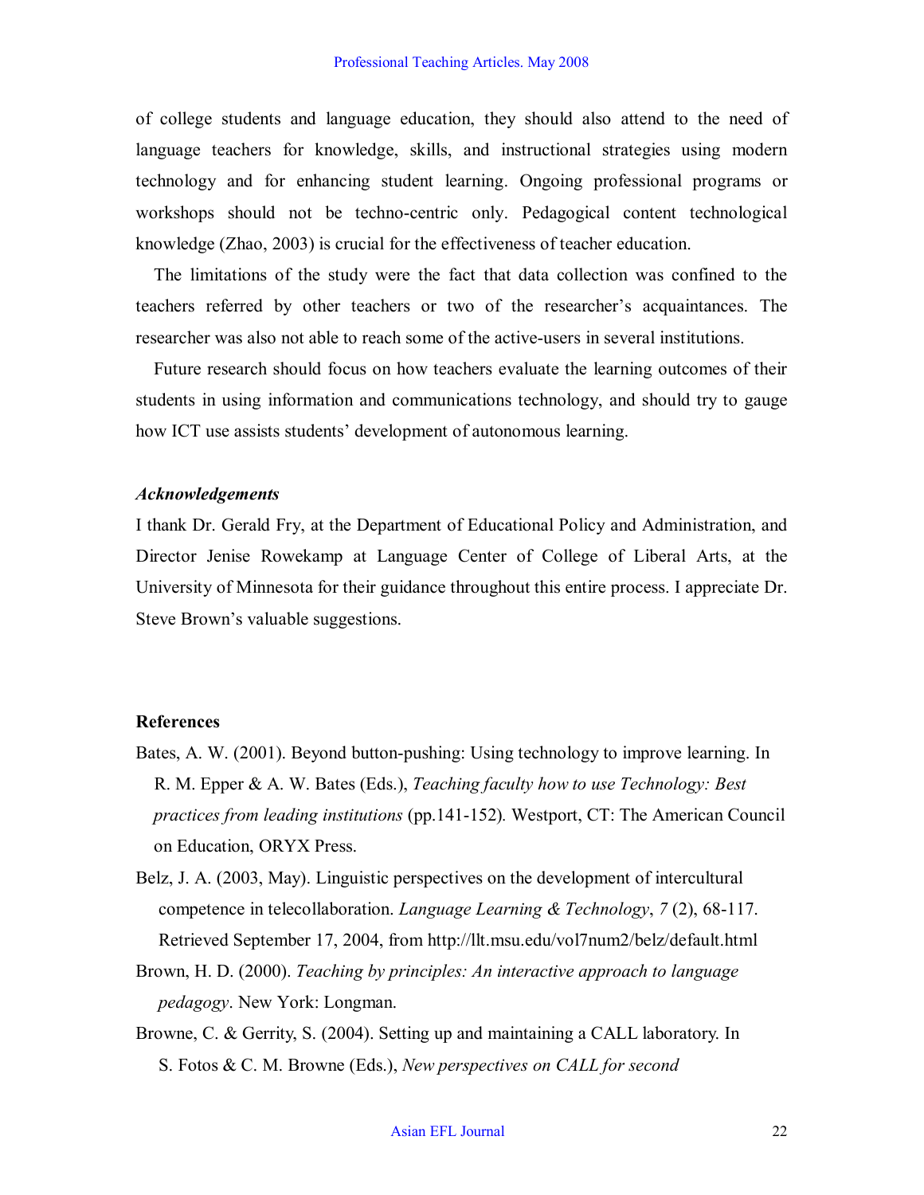of college students and language education, they should also attend to the need of language teachers for knowledge, skills, and instructional strategies using modern technology and for enhancing student learning. Ongoing professional programs or workshops should not be techno-centric only. Pedagogical content technological knowledge (Zhao, 2003) is crucial for the effectiveness of teacher education.

The limitations of the study were the fact that data collection was confined to the teachers referred by other teachers or two of the researcher's acquaintances. The researcher was also not able to reach some of the active-users in several institutions.

Future research should focus on how teachers evaluate the learning outcomes of their students in using information and communications technology, and should try to gauge how ICT use assists students' development of autonomous learning.

***Acknowledgements***

I thank Dr. Gerald Fry, at the Department of Educational Policy and Administration, and Director Jenise Rowekamp at Language Center of College of Liberal Arts, at the University of Minnesota for their guidance throughout this entire process. I appreciate Dr. Steve Brown's valuable suggestions.

**References**

Bates, A. W. (2001). Beyond button-pushing: Using technology to improve learning. In R. M. Epper & A. W. Bates (Eds.), *Teaching faculty how to use Technology: Best practices from leading institutions* (pp.141-152). Westport, CT: The American Council on Education, ORYX Press.

Belz, J. A. (2003, May). Linguistic perspectives on the development of intercultural competence in telecollaboration. *Language Learning & Technology*, *7* (2), 68-117. Retrieved September 17, 2004, from http://llt.msu.edu/vol7num2/belz/default.html

Brown, H. D. (2000). *Teaching by principles: An interactive approach to language pedagogy*. New York: Longman.

Browne, C. & Gerrity, S. (2004). Setting up and maintaining a CALL laboratory. In S. Fotos & C. M. Browne (Eds.), *New perspectives on CALL for second*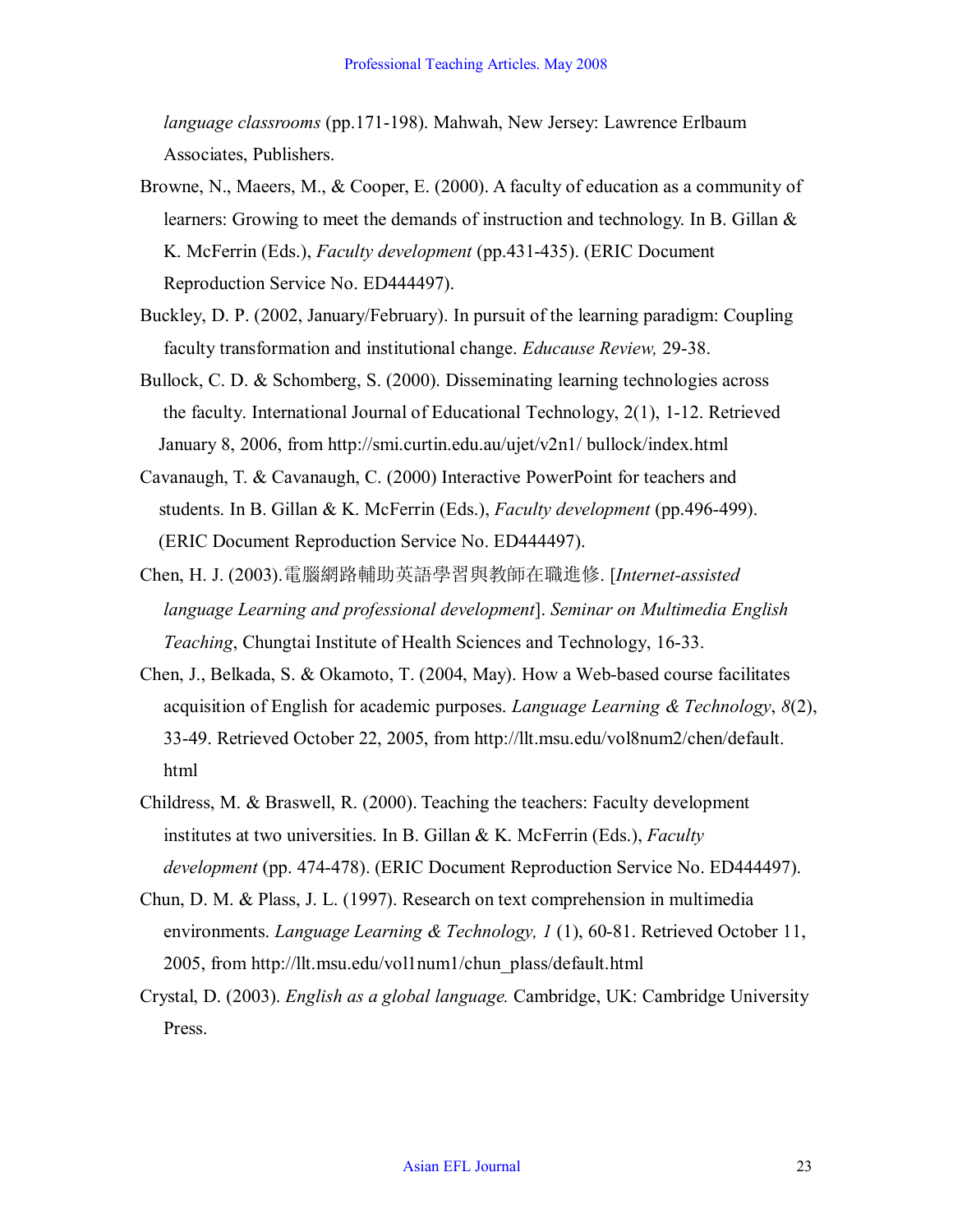*language classrooms* (pp.171-198). Mahwah, New Jersey: Lawrence Erlbaum Associates, Publishers.

Browne, N., Maeers, M., & Cooper, E. (2000). A faculty of education as a community of learners: Growing to meet the demands of instruction and technology. In B. Gillan & K. McFerrin (Eds.), *Faculty development* (pp.431-435). (ERIC Document Reproduction Service No. ED444497).

Buckley, D. P. (2002, January/February). In pursuit of the learning paradigm: Coupling faculty transformation and institutional change. *Educause Review,* 29-38.

Bullock, C. D. & Schomberg, S. (2000). Disseminating learning technologies across the faculty. International Journal of Educational Technology, 2(1), 1-12. Retrieved January 8, 2006, from http://smi.curtin.edu.au/ujet/v2n1/ bullock/index.html

Cavanaugh, T. & Cavanaugh, C. (2000) Interactive PowerPoint for teachers and students. In B. Gillan & K. McFerrin (Eds.), *Faculty development* (pp.496-499). (ERIC Document Reproduction Service No. ED444497).

Chen, H. J. (2003).電腦網路輔助英語學習與教師在職進修. [*Internet-assisted language Learning and professional development*]. *Seminar on Multimedia English Teaching*, Chungtai Institute of Health Sciences and Technology, 16-33.

Chen, J., Belkada, S. & Okamoto, T. (2004, May). How a Web-based course facilitates acquisition of English for academic purposes. *Language Learning & Technology*, *8*(2), 33-49. Retrieved October 22, 2005, from http://llt.msu.edu/vol8num2/chen/default.html

Childress, M. & Braswell, R. (2000). Teaching the teachers: Faculty development institutes at two universities. In B. Gillan & K. McFerrin (Eds.), *Faculty development* (pp. 474-478). (ERIC Document Reproduction Service No. ED444497).

Chun, D. M. & Plass, J. L. (1997). Research on text comprehension in multimedia environments. *Language Learning & Technology, 1* (1), 60-81. Retrieved October 11, 2005, from http://llt.msu.edu/vol1num1/chun_plass/default.html

Crystal, D. (2003). *English as a global language.* Cambridge, UK: Cambridge University Press.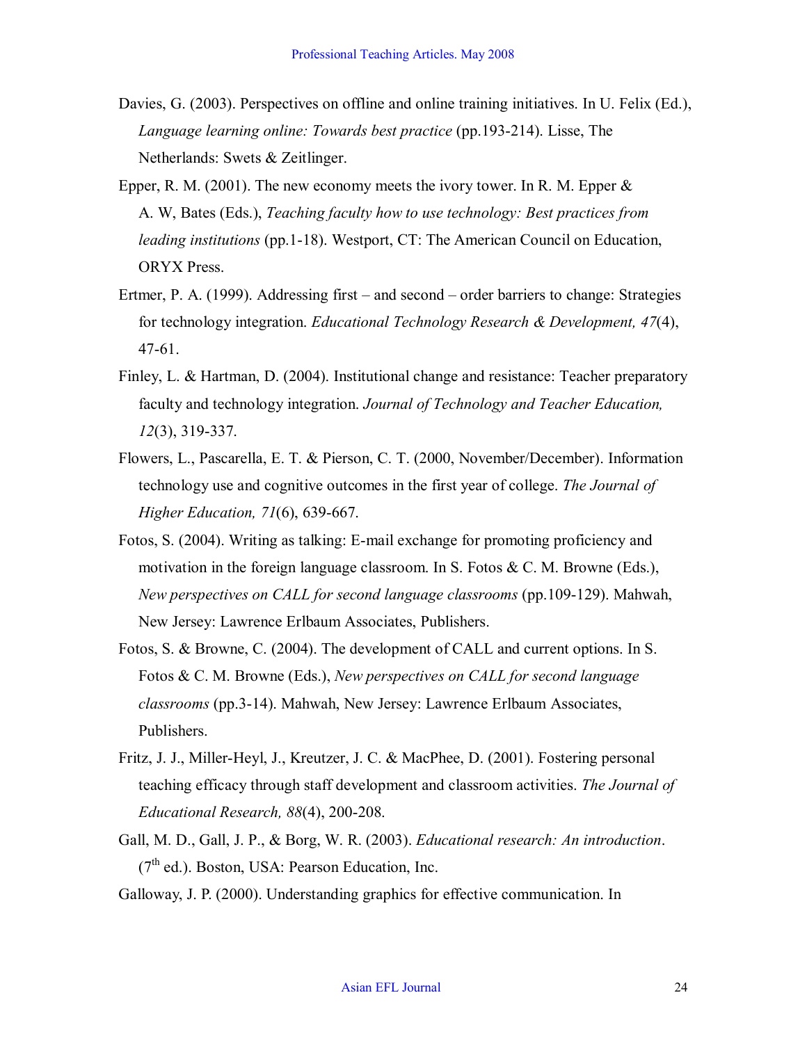Davies, G. (2003). Perspectives on offline and online training initiatives. In U. Felix (Ed.), *Language learning online: Towards best practice* (pp.193-214). Lisse, The Netherlands: Swets & Zeitlinger.

Epper, R. M. (2001). The new economy meets the ivory tower. In R. M. Epper & A. W, Bates (Eds.), *Teaching faculty how to use technology: Best practices from leading institutions* (pp.1-18). Westport, CT: The American Council on Education, ORYX Press.

Ertmer, P. A. (1999). Addressing first – and second – order barriers to change: Strategies for technology integration. *Educational Technology Research & Development, 47*(4), 47-61.

Finley, L. & Hartman, D. (2004). Institutional change and resistance: Teacher preparatory faculty and technology integration. *Journal of Technology and Teacher Education, 12*(3), 319-337.

Flowers, L., Pascarella, E. T. & Pierson, C. T. (2000, November/December). Information technology use and cognitive outcomes in the first year of college. *The Journal of Higher Education, 71*(6), 639-667.

Fotos, S. (2004). Writing as talking: E-mail exchange for promoting proficiency and motivation in the foreign language classroom. In S. Fotos & C. M. Browne (Eds.), *New perspectives on CALL for second language classrooms* (pp.109-129). Mahwah, New Jersey: Lawrence Erlbaum Associates, Publishers.

Fotos, S. & Browne, C. (2004). The development of CALL and current options. In S. Fotos & C. M. Browne (Eds.), *New perspectives on CALL for second language classrooms* (pp.3-14). Mahwah, New Jersey: Lawrence Erlbaum Associates, Publishers.

Fritz, J. J., Miller-Heyl, J., Kreutzer, J. C. & MacPhee, D. (2001). Fostering personal teaching efficacy through staff development and classroom activities. *The Journal of Educational Research, 88*(4), 200-208.

Gall, M. D., Gall, J. P., & Borg, W. R. (2003). *Educational research: An introduction*. (7th ed.). Boston, USA: Pearson Education, Inc.

Galloway, J. P. (2000). Understanding graphics for effective communication. In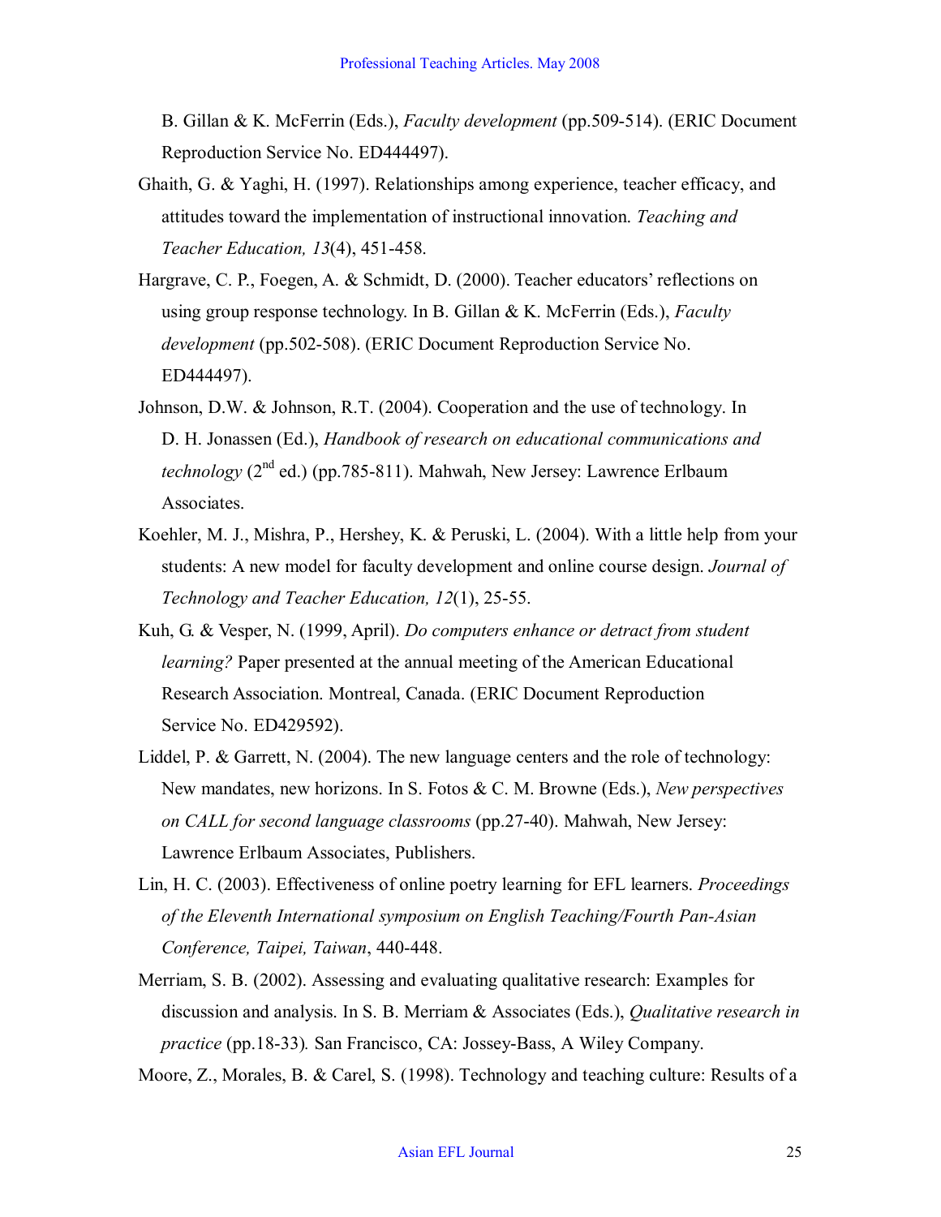B. Gillan & K. McFerrin (Eds.), *Faculty development* (pp.509-514). (ERIC Document Reproduction Service No. ED444497).

Ghaith, G. & Yaghi, H. (1997). Relationships among experience, teacher efficacy, and attitudes toward the implementation of instructional innovation. *Teaching and Teacher Education, 13*(4), 451-458.

Hargrave, C. P., Foegen, A. & Schmidt, D. (2000). Teacher educators' reflections on using group response technology. In B. Gillan & K. McFerrin (Eds.), *Faculty development* (pp.502-508). (ERIC Document Reproduction Service No. ED444497).

Johnson, D.W. & Johnson, R.T. (2004). Cooperation and the use of technology. In D. H. Jonassen (Ed.), *Handbook of research on educational communications and technology* (2nd ed.) (pp.785-811). Mahwah, New Jersey: Lawrence Erlbaum Associates.

Koehler, M. J., Mishra, P., Hershey, K. & Peruski, L. (2004). With a little help from your students: A new model for faculty development and online course design. *Journal of Technology and Teacher Education, 12*(1), 25-55.

Kuh, G. & Vesper, N. (1999, April). *Do computers enhance or detract from student learning?* Paper presented at the annual meeting of the American Educational Research Association. Montreal, Canada. (ERIC Document Reproduction Service No. ED429592).

Liddel, P. & Garrett, N. (2004). The new language centers and the role of technology: New mandates, new horizons. In S. Fotos & C. M. Browne (Eds.), *New perspectives on CALL for second language classrooms* (pp.27-40). Mahwah, New Jersey: Lawrence Erlbaum Associates, Publishers.

Lin, H. C. (2003). Effectiveness of online poetry learning for EFL learners. *Proceedings of the Eleventh International symposium on English Teaching/Fourth Pan-Asian Conference, Taipei, Taiwan*, 440-448.

Merriam, S. B. (2002). Assessing and evaluating qualitative research: Examples for discussion and analysis. In S. B. Merriam & Associates (Eds.), *Qualitative research in practice* (pp.18-33). San Francisco, CA: Jossey-Bass, A Wiley Company.

Moore, Z., Morales, B. & Carel, S. (1998). Technology and teaching culture: Results of a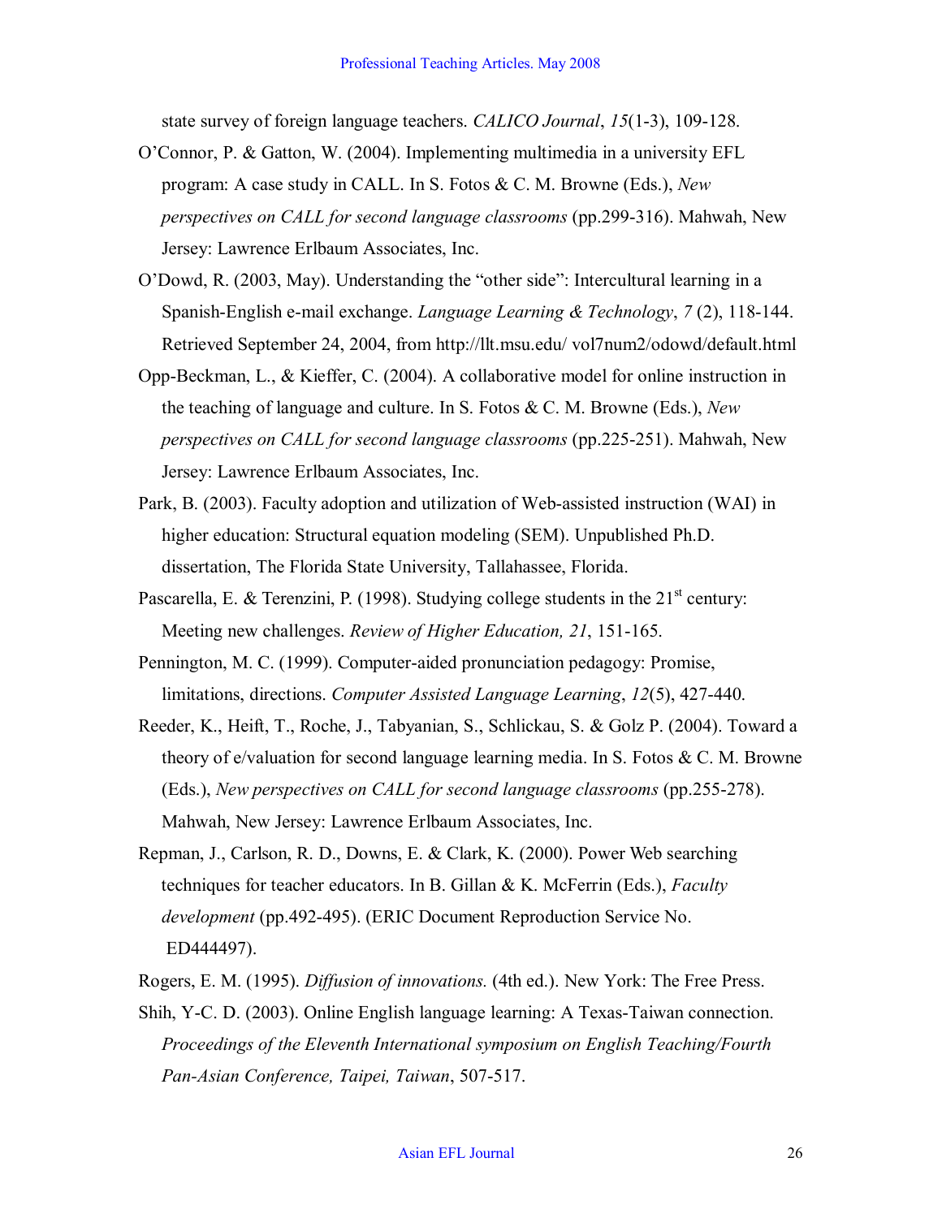state survey of foreign language teachers. *CALICO Journal*, *15*(1-3), 109-128.

O'Connor, P. & Gatton, W. (2004). Implementing multimedia in a university EFL program: A case study in CALL. In S. Fotos & C. M. Browne (Eds.), *New perspectives on CALL for second language classrooms* (pp.299-316). Mahwah, New Jersey: Lawrence Erlbaum Associates, Inc.

O'Dowd, R. (2003, May). Understanding the "other side": Intercultural learning in a Spanish-English e-mail exchange. *Language Learning & Technology*, *7* (2), 118-144. Retrieved September 24, 2004, from http://llt.msu.edu/ vol7num2/odowd/default.html

Opp-Beckman, L., & Kieffer, C. (2004). A collaborative model for online instruction in the teaching of language and culture. In S. Fotos & C. M. Browne (Eds.), *New perspectives on CALL for second language classrooms* (pp.225-251). Mahwah, New Jersey: Lawrence Erlbaum Associates, Inc.

Park, B. (2003). Faculty adoption and utilization of Web-assisted instruction (WAI) in higher education: Structural equation modeling (SEM). Unpublished Ph.D. dissertation, The Florida State University, Tallahassee, Florida.

Pascarella, E. & Terenzini, P. (1998). Studying college students in the 21st century: Meeting new challenges. *Review of Higher Education, 21*, 151-165.

Pennington, M. C. (1999). Computer-aided pronunciation pedagogy: Promise, limitations, directions. *Computer Assisted Language Learning*, *12*(5), 427-440.

Reeder, K., Heift, T., Roche, J., Tabyanian, S., Schlickau, S. & Golz P. (2004). Toward a theory of e/valuation for second language learning media. In S. Fotos & C. M. Browne (Eds.), *New perspectives on CALL for second language classrooms* (pp.255-278). Mahwah, New Jersey: Lawrence Erlbaum Associates, Inc.

Repman, J., Carlson, R. D., Downs, E. & Clark, K. (2000). Power Web searching techniques for teacher educators. In B. Gillan & K. McFerrin (Eds.), *Faculty development* (pp.492-495). (ERIC Document Reproduction Service No. ED444497).

Rogers, E. M. (1995). *Diffusion of innovations.* (4th ed.). New York: The Free Press.

Shih, Y-C. D. (2003). Online English language learning: A Texas-Taiwan connection. *Proceedings of the Eleventh International symposium on English Teaching/Fourth Pan-Asian Conference, Taipei, Taiwan*, 507-517.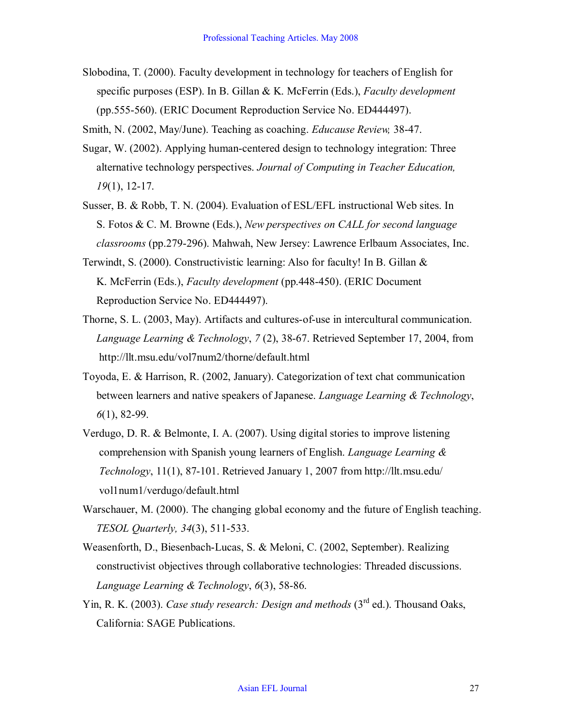Slobodina, T. (2000). Faculty development in technology for teachers of English for specific purposes (ESP). In B. Gillan & K. McFerrin (Eds.), *Faculty development* (pp.555-560). (ERIC Document Reproduction Service No. ED444497).

Smith, N. (2002, May/June). Teaching as coaching. *Educause Review,* 38-47.

Sugar, W. (2002). Applying human-centered design to technology integration: Three alternative technology perspectives. *Journal of Computing in Teacher Education, 19*(1), 12-17.

Susser, B. & Robb, T. N. (2004). Evaluation of ESL/EFL instructional Web sites. In S. Fotos & C. M. Browne (Eds.), *New perspectives on CALL for second language classrooms* (pp.279-296). Mahwah, New Jersey: Lawrence Erlbaum Associates, Inc.

Terwindt, S. (2000). Constructivistic learning: Also for faculty! In B. Gillan & K. McFerrin (Eds.), *Faculty development* (pp.448-450). (ERIC Document Reproduction Service No. ED444497).

Thorne, S. L. (2003, May). Artifacts and cultures-of-use in intercultural communication. *Language Learning & Technology*, *7* (2), 38-67. Retrieved September 17, 2004, from http://llt.msu.edu/vol7num2/thorne/default.html

Toyoda, E. & Harrison, R. (2002, January). Categorization of text chat communication between learners and native speakers of Japanese. *Language Learning & Technology*, *6*(1), 82-99.

Verdugo, D. R. & Belmonte, I. A. (2007). Using digital stories to improve listening comprehension with Spanish young learners of English. *Language Learning & Technology*, 11(1), 87-101. Retrieved January 1, 2007 from http://llt.msu.edu/vol1num1/verdugo/default.html

Warschauer, M. (2000). The changing global economy and the future of English teaching. *TESOL Quarterly, 34*(3), 511-533.

Weasenforth, D., Biesenbach-Lucas, S. & Meloni, C. (2002, September). Realizing constructivist objectives through collaborative technologies: Threaded discussions. *Language Learning & Technology*, *6*(3), 58-86.

Yin, R. K. (2003). *Case study research: Design and methods* (3rd ed.). Thousand Oaks, California: SAGE Publications.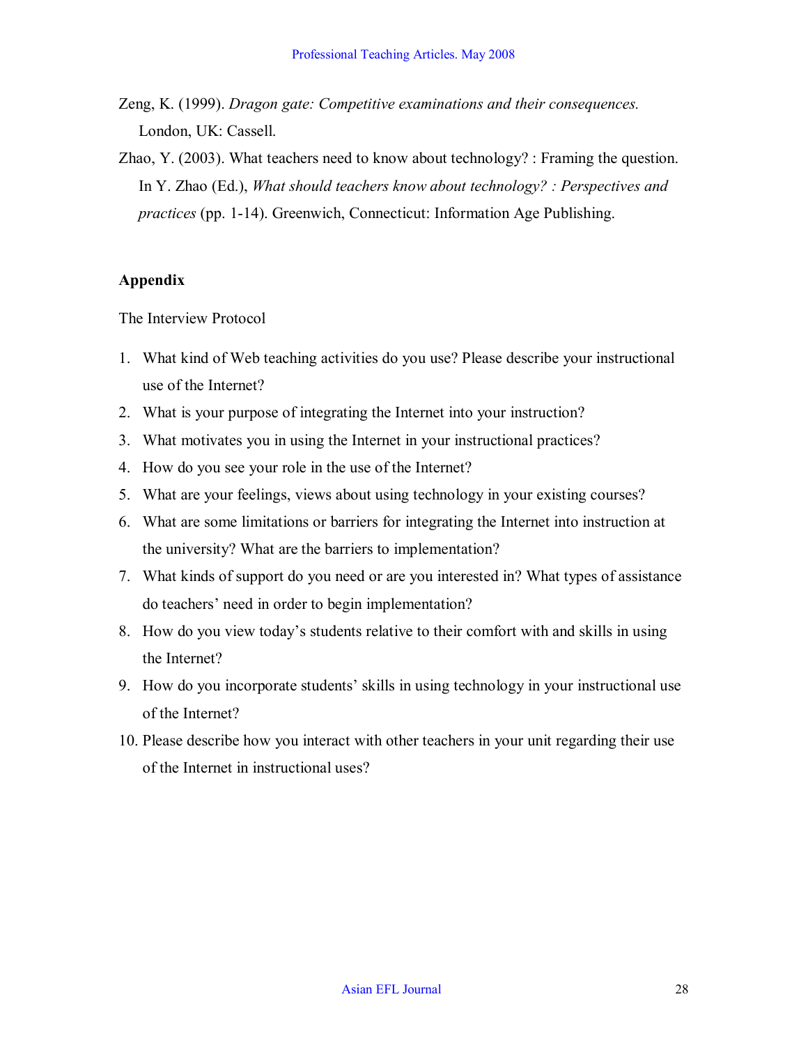Zeng, K. (1999). *Dragon gate: Competitive examinations and their consequences.* London, UK: Cassell.

Zhao, Y. (2003). What teachers need to know about technology? : Framing the question. In Y. Zhao (Ed.), *What should teachers know about technology? : Perspectives and practices* (pp. 1-14). Greenwich, Connecticut: Information Age Publishing.

## Appendix

The Interview Protocol

1. What kind of Web teaching activities do you use? Please describe your instructional use of the Internet?
2. What is your purpose of integrating the Internet into your instruction?
3. What motivates you in using the Internet in your instructional practices?
4. How do you see your role in the use of the Internet?
5. What are your feelings, views about using technology in your existing courses?
6. What are some limitations or barriers for integrating the Internet into instruction at the university? What are the barriers to implementation?
7. What kinds of support do you need or are you interested in? What types of assistance do teachers' need in order to begin implementation?
8. How do you view today's students relative to their comfort with and skills in using the Internet?
9. How do you incorporate students' skills in using technology in your instructional use of the Internet?
10. Please describe how you interact with other teachers in your unit regarding their use of the Internet in instructional uses?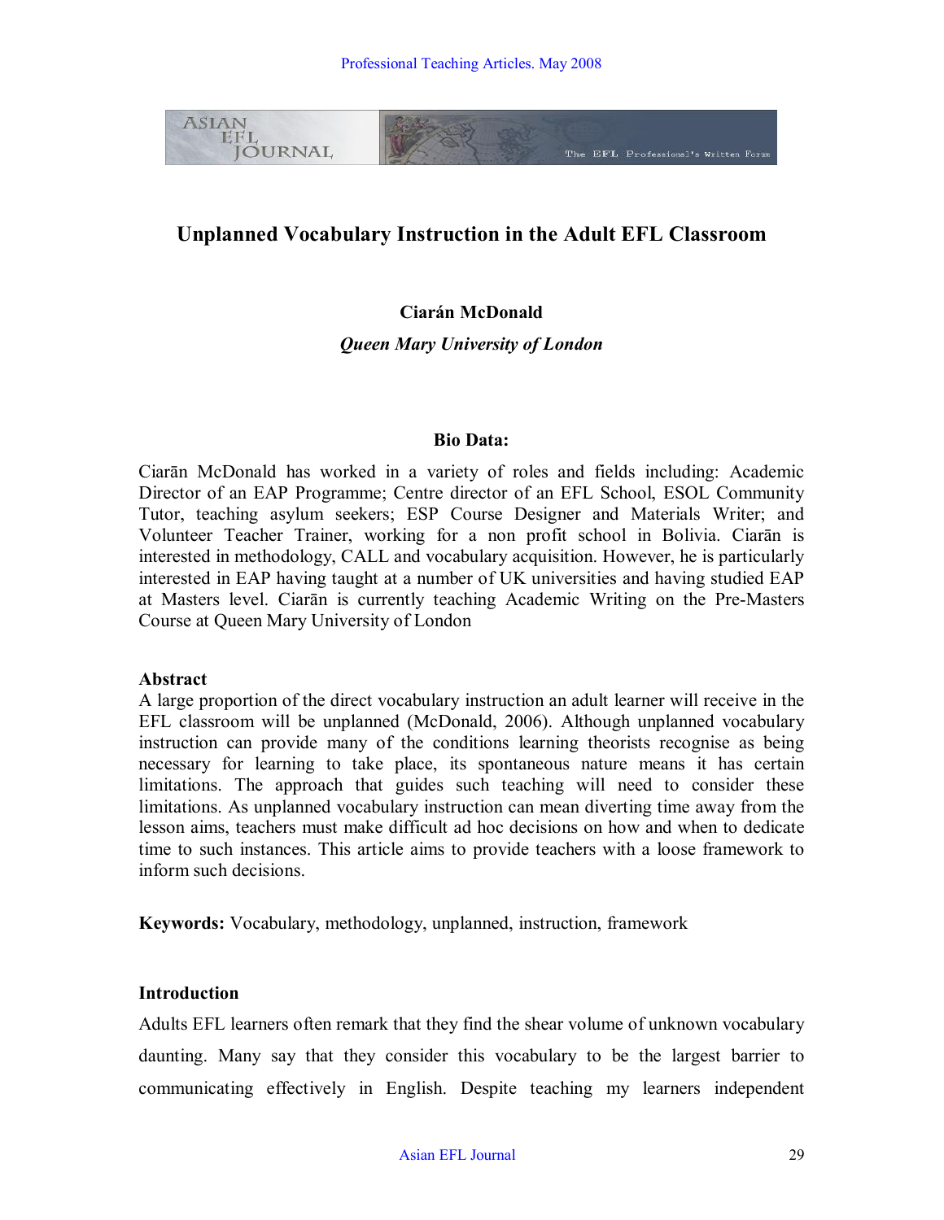# Unplanned Vocabulary Instruction in the Adult EFL Classroom

**Ciarán McDonald**

***Queen Mary University of London***

**Bio Data:**

Ciarān McDonald has worked in a variety of roles and fields including: Academic Director of an EAP Programme; Centre director of an EFL School, ESOL Community Tutor, teaching asylum seekers; ESP Course Designer and Materials Writer; and Volunteer Teacher Trainer, working for a non profit school in Bolivia. Ciarān is interested in methodology, CALL and vocabulary acquisition. However, he is particularly interested in EAP having taught at a number of UK universities and having studied EAP at Masters level. Ciarān is currently teaching Academic Writing on the Pre-Masters Course at Queen Mary University of London

**Abstract**

A large proportion of the direct vocabulary instruction an adult learner will receive in the EFL classroom will be unplanned (McDonald, 2006). Although unplanned vocabulary instruction can provide many of the conditions learning theorists recognise as being necessary for learning to take place, its spontaneous nature means it has certain limitations. The approach that guides such teaching will need to consider these limitations. As unplanned vocabulary instruction can mean diverting time away from the lesson aims, teachers must make difficult ad hoc decisions on how and when to dedicate time to such instances. This article aims to provide teachers with a loose framework to inform such decisions.

**Keywords:** Vocabulary, methodology, unplanned, instruction, framework

**Introduction**

Adults EFL learners often remark that they find the shear volume of unknown vocabulary daunting. Many say that they consider this vocabulary to be the largest barrier to communicating effectively in English. Despite teaching my learners independent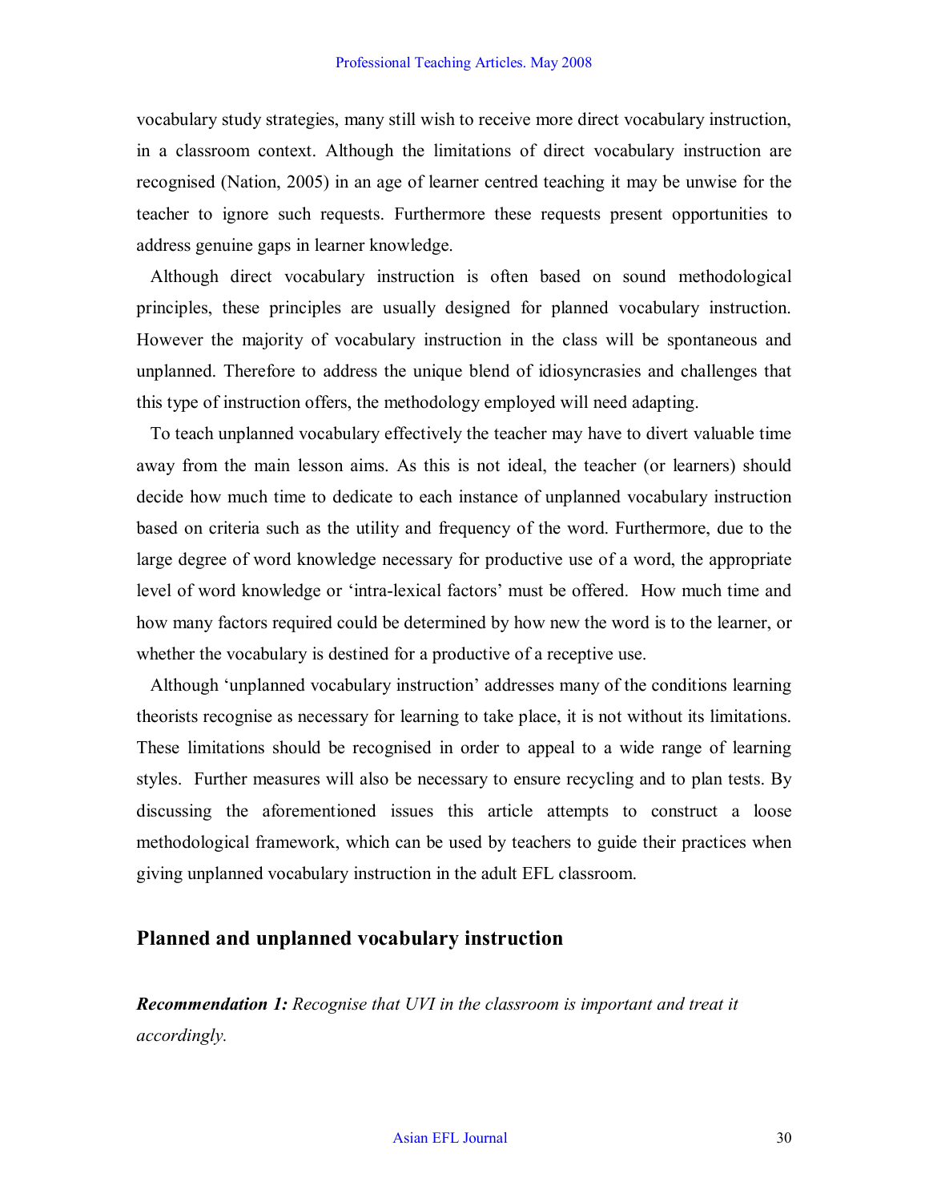vocabulary study strategies, many still wish to receive more direct vocabulary instruction, in a classroom context. Although the limitations of direct vocabulary instruction are recognised (Nation, 2005) in an age of learner centred teaching it may be unwise for the teacher to ignore such requests. Furthermore these requests present opportunities to address genuine gaps in learner knowledge.

Although direct vocabulary instruction is often based on sound methodological principles, these principles are usually designed for planned vocabulary instruction. However the majority of vocabulary instruction in the class will be spontaneous and unplanned. Therefore to address the unique blend of idiosyncrasies and challenges that this type of instruction offers, the methodology employed will need adapting.

To teach unplanned vocabulary effectively the teacher may have to divert valuable time away from the main lesson aims. As this is not ideal, the teacher (or learners) should decide how much time to dedicate to each instance of unplanned vocabulary instruction based on criteria such as the utility and frequency of the word. Furthermore, due to the large degree of word knowledge necessary for productive use of a word, the appropriate level of word knowledge or 'intra-lexical factors' must be offered. How much time and how many factors required could be determined by how new the word is to the learner, or whether the vocabulary is destined for a productive of a receptive use.

Although 'unplanned vocabulary instruction' addresses many of the conditions learning theorists recognise as necessary for learning to take place, it is not without its limitations. These limitations should be recognised in order to appeal to a wide range of learning styles. Further measures will also be necessary to ensure recycling and to plan tests. By discussing the aforementioned issues this article attempts to construct a loose methodological framework, which can be used by teachers to guide their practices when giving unplanned vocabulary instruction in the adult EFL classroom.

## Planned and unplanned vocabulary instruction

***Recommendation 1:*** *Recognise that UVI in the classroom is important and treat it accordingly.*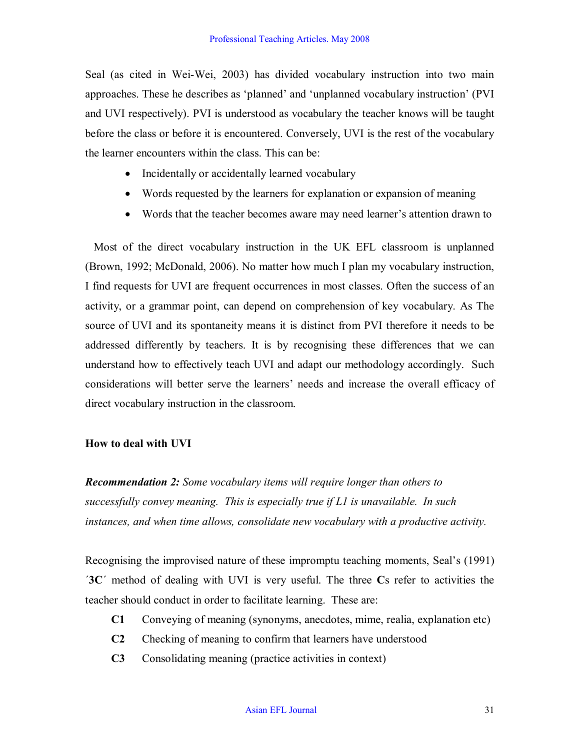Seal (as cited in Wei-Wei, 2003) has divided vocabulary instruction into two main approaches. These he describes as 'planned' and 'unplanned vocabulary instruction' (PVI and UVI respectively). PVI is understood as vocabulary the teacher knows will be taught before the class or before it is encountered. Conversely, UVI is the rest of the vocabulary the learner encounters within the class. This can be:

- Incidentally or accidentally learned vocabulary
- Words requested by the learners for explanation or expansion of meaning
- Words that the teacher becomes aware may need learner's attention drawn to

Most of the direct vocabulary instruction in the UK EFL classroom is unplanned (Brown, 1992; McDonald, 2006). No matter how much I plan my vocabulary instruction, I find requests for UVI are frequent occurrences in most classes. Often the success of an activity, or a grammar point, can depend on comprehension of key vocabulary. As The source of UVI and its spontaneity means it is distinct from PVI therefore it needs to be addressed differently by teachers. It is by recognising these differences that we can understand how to effectively teach UVI and adapt our methodology accordingly. Such considerations will better serve the learners' needs and increase the overall efficacy of direct vocabulary instruction in the classroom.

**How to deal with UVI**

***Recommendation 2:*** *Some vocabulary items will require longer than others to successfully convey meaning. This is especially true if L1 is unavailable. In such instances, and when time allows, consolidate new vocabulary with a productive activity.*

Recognising the improvised nature of these impromptu teaching moments, Seal's (1991) ´**3C**´ method of dealing with UVI is very useful. The three **C**s refer to activities the teacher should conduct in order to facilitate learning. These are:

**C1** Conveying of meaning (synonyms, anecdotes, mime, realia, explanation etc)

**C2** Checking of meaning to confirm that learners have understood

**C3** Consolidating meaning (practice activities in context)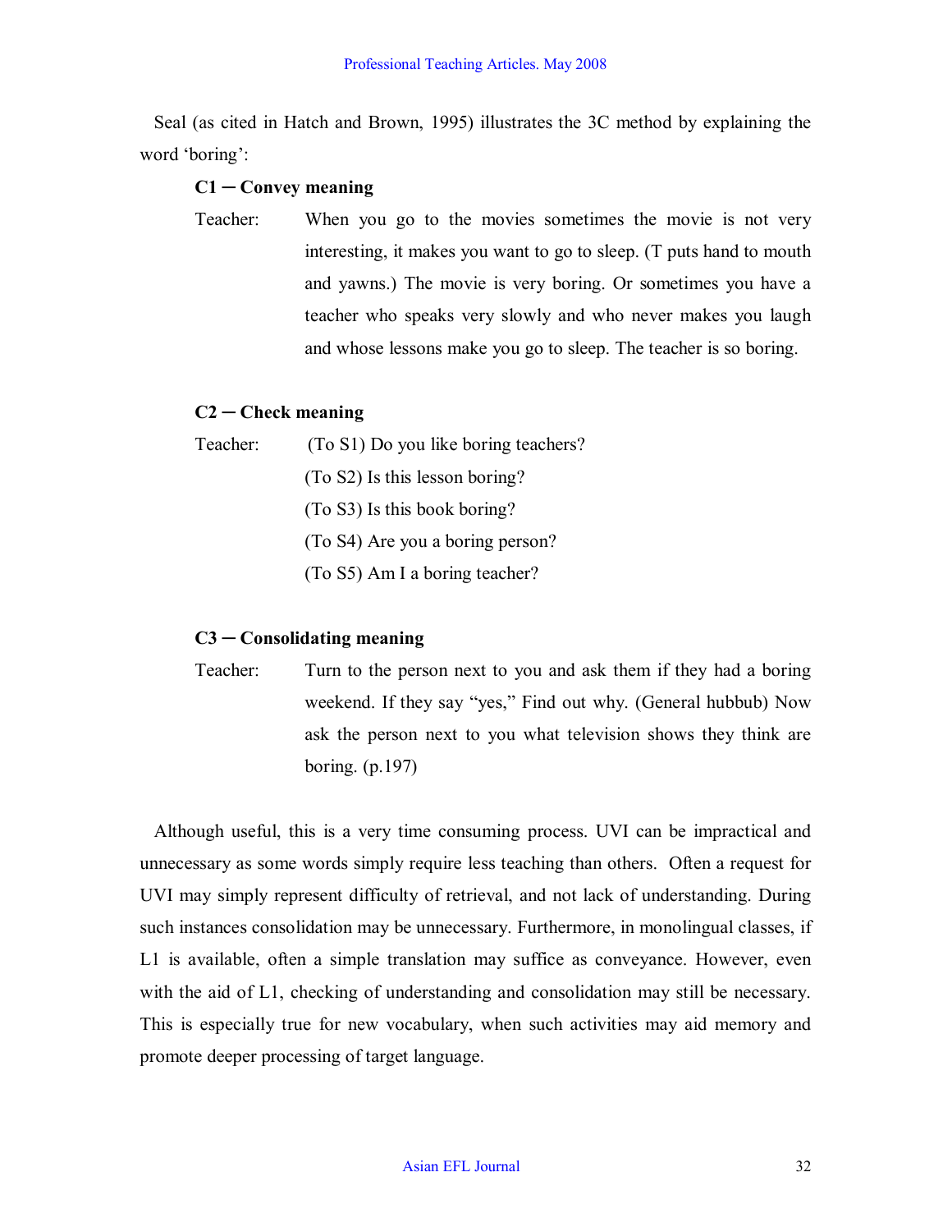Seal (as cited in Hatch and Brown, 1995) illustrates the 3C method by explaining the word 'boring':

**C1 ─ Convey meaning**

Teacher: When you go to the movies sometimes the movie is not very interesting, it makes you want to go to sleep. (T puts hand to mouth and yawns.) The movie is very boring. Or sometimes you have a teacher who speaks very slowly and who never makes you laugh and whose lessons make you go to sleep. The teacher is so boring.

**C2 ─ Check meaning**

Teacher: (To S1) Do you like boring teachers?
(To S2) Is this lesson boring?
(To S3) Is this book boring?
(To S4) Are you a boring person?
(To S5) Am I a boring teacher?

**C3 ─ Consolidating meaning**

Teacher: Turn to the person next to you and ask them if they had a boring weekend. If they say "yes," Find out why. (General hubbub) Now ask the person next to you what television shows they think are boring. (p.197)

Although useful, this is a very time consuming process. UVI can be impractical and unnecessary as some words simply require less teaching than others. Often a request for UVI may simply represent difficulty of retrieval, and not lack of understanding. During such instances consolidation may be unnecessary. Furthermore, in monolingual classes, if L1 is available, often a simple translation may suffice as conveyance. However, even with the aid of L1, checking of understanding and consolidation may still be necessary. This is especially true for new vocabulary, when such activities may aid memory and promote deeper processing of target language.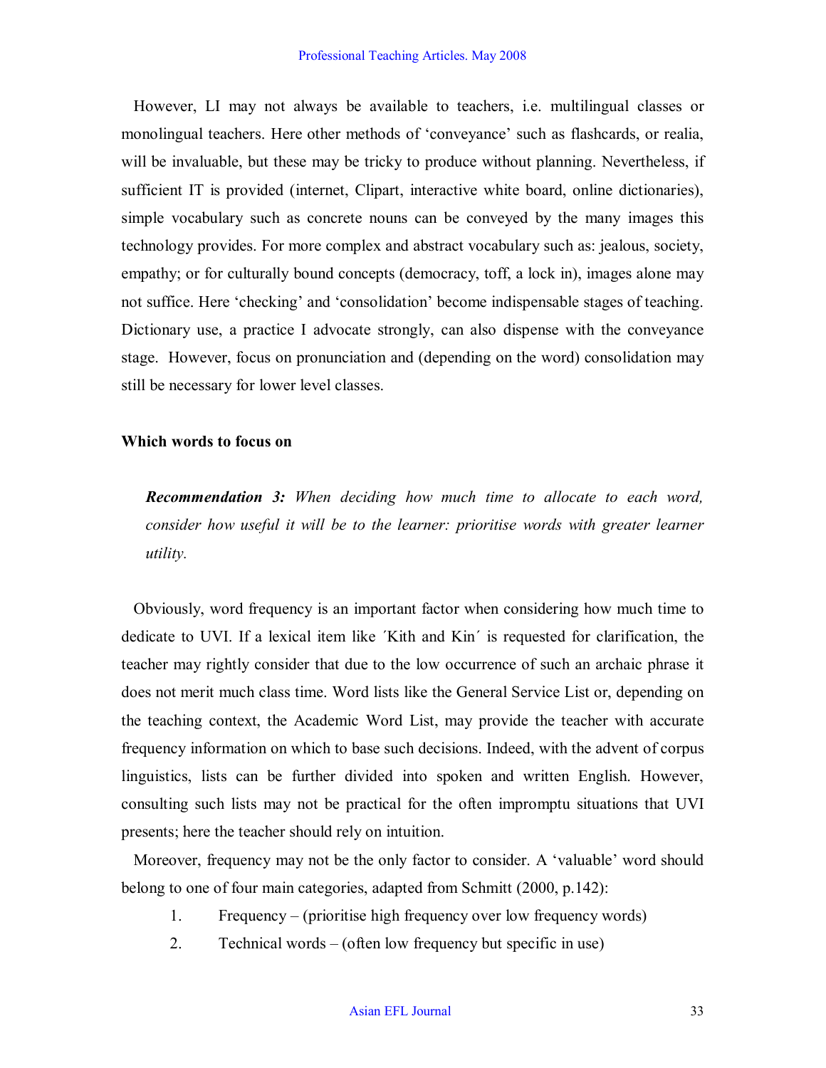However, LI may not always be available to teachers, i.e. multilingual classes or monolingual teachers. Here other methods of 'conveyance' such as flashcards, or realia, will be invaluable, but these may be tricky to produce without planning. Nevertheless, if sufficient IT is provided (internet, Clipart, interactive white board, online dictionaries), simple vocabulary such as concrete nouns can be conveyed by the many images this technology provides. For more complex and abstract vocabulary such as: jealous, society, empathy; or for culturally bound concepts (democracy, toff, a lock in), images alone may not suffice. Here 'checking' and 'consolidation' become indispensable stages of teaching. Dictionary use, a practice I advocate strongly, can also dispense with the conveyance stage. However, focus on pronunciation and (depending on the word) consolidation may still be necessary for lower level classes.

**Which words to focus on**

> ***Recommendation 3:*** *When deciding how much time to allocate to each word, consider how useful it will be to the learner: prioritise words with greater learner utility.*

Obviously, word frequency is an important factor when considering how much time to dedicate to UVI. If a lexical item like ´Kith and Kin´ is requested for clarification, the teacher may rightly consider that due to the low occurrence of such an archaic phrase it does not merit much class time. Word lists like the General Service List or, depending on the teaching context, the Academic Word List, may provide the teacher with accurate frequency information on which to base such decisions. Indeed, with the advent of corpus linguistics, lists can be further divided into spoken and written English. However, consulting such lists may not be practical for the often impromptu situations that UVI presents; here the teacher should rely on intuition.

Moreover, frequency may not be the only factor to consider. A 'valuable' word should belong to one of four main categories, adapted from Schmitt (2000, p.142):

1. Frequency – (prioritise high frequency over low frequency words)
2. Technical words – (often low frequency but specific in use)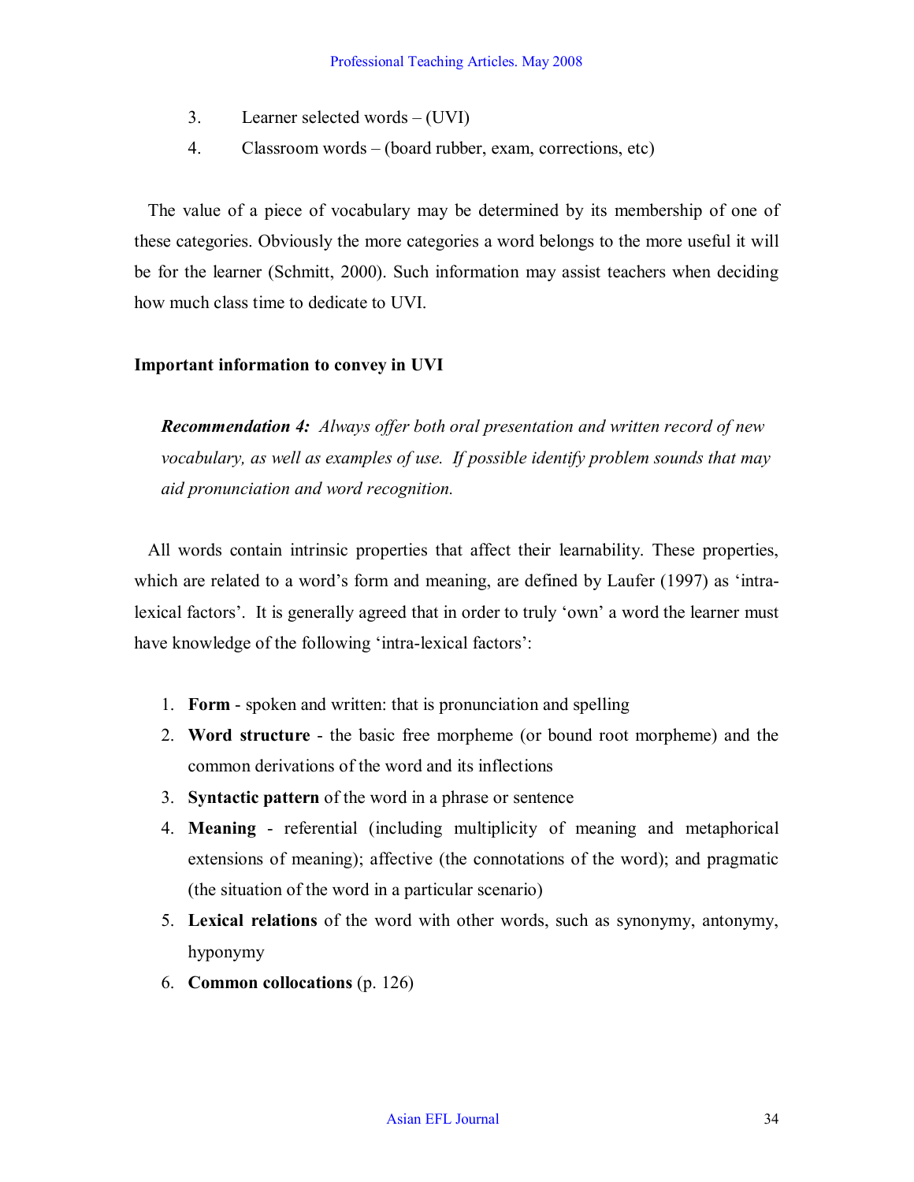3. Learner selected words – (UVI)
4. Classroom words – (board rubber, exam, corrections, etc)

The value of a piece of vocabulary may be determined by its membership of one of these categories. Obviously the more categories a word belongs to the more useful it will be for the learner (Schmitt, 2000). Such information may assist teachers when deciding how much class time to dedicate to UVI.

**Important information to convey in UVI**

> ***Recommendation 4:*** *Always offer both oral presentation and written record of new vocabulary, as well as examples of use. If possible identify problem sounds that may aid pronunciation and word recognition.*

All words contain intrinsic properties that affect their learnability. These properties, which are related to a word's form and meaning, are defined by Laufer (1997) as 'intra-lexical factors'. It is generally agreed that in order to truly 'own' a word the learner must have knowledge of the following 'intra-lexical factors':

1. **Form** - spoken and written: that is pronunciation and spelling
2. **Word structure** - the basic free morpheme (or bound root morpheme) and the common derivations of the word and its inflections
3. **Syntactic pattern** of the word in a phrase or sentence
4. **Meaning** - referential (including multiplicity of meaning and metaphorical extensions of meaning); affective (the connotations of the word); and pragmatic (the situation of the word in a particular scenario)
5. **Lexical relations** of the word with other words, such as synonymy, antonymy, hyponymy
6. **Common collocations** (p. 126)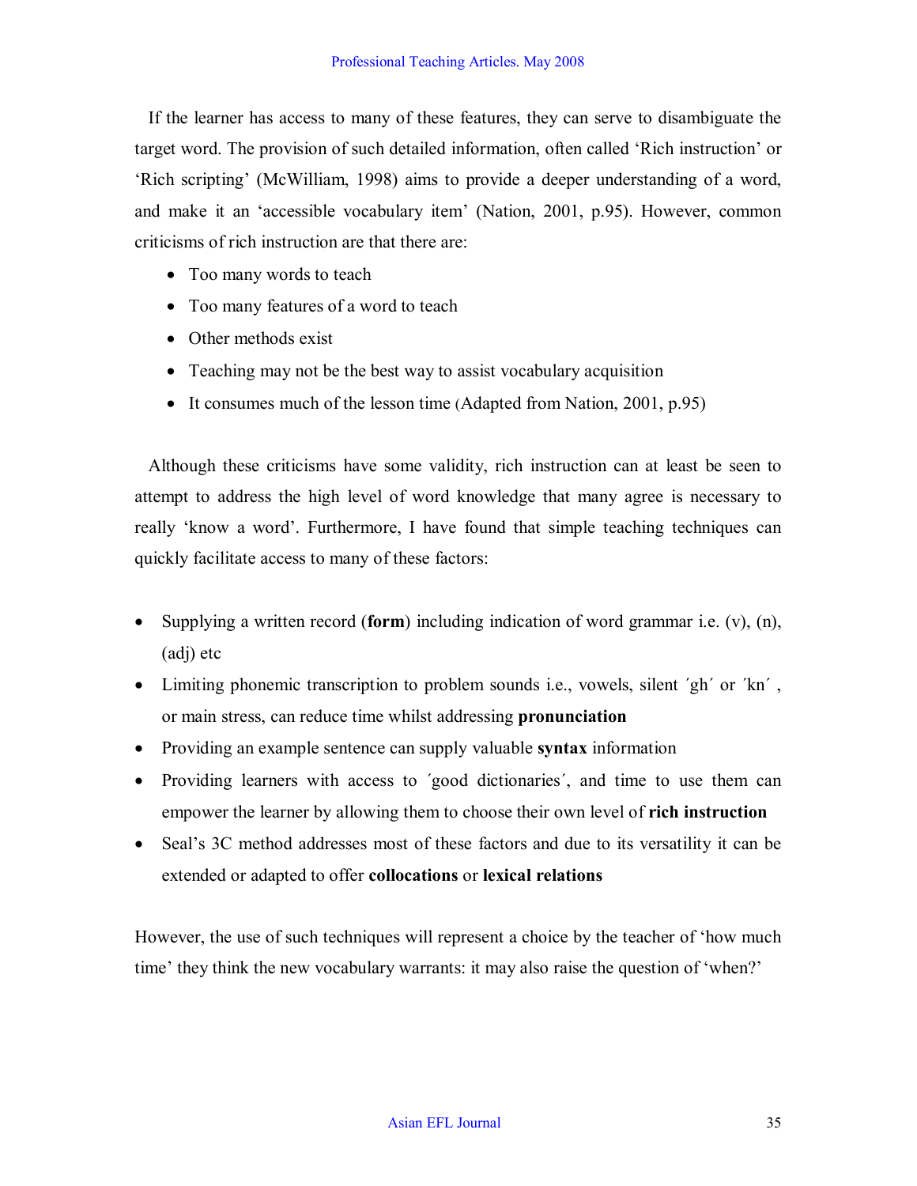If the learner has access to many of these features, they can serve to disambiguate the target word. The provision of such detailed information, often called 'Rich instruction' or 'Rich scripting' (McWilliam, 1998) aims to provide a deeper understanding of a word, and make it an 'accessible vocabulary item' (Nation, 2001, p.95). However, common criticisms of rich instruction are that there are:

- Too many words to teach
- Too many features of a word to teach
- Other methods exist
- Teaching may not be the best way to assist vocabulary acquisition
- It consumes much of the lesson time (Adapted from Nation, 2001, p.95)

Although these criticisms have some validity, rich instruction can at least be seen to attempt to address the high level of word knowledge that many agree is necessary to really 'know a word'. Furthermore, I have found that simple teaching techniques can quickly facilitate access to many of these factors:

- Supplying a written record (**form**) including indication of word grammar i.e. (v), (n), (adj) etc
- Limiting phonemic transcription to problem sounds i.e., vowels, silent ´gh´ or ´kn´ , or main stress, can reduce time whilst addressing **pronunciation**
- Providing an example sentence can supply valuable **syntax** information
- Providing learners with access to ´good dictionaries´, and time to use them can empower the learner by allowing them to choose their own level of **rich instruction**
- Seal's 3C method addresses most of these factors and due to its versatility it can be extended or adapted to offer **collocations** or **lexical relations**

However, the use of such techniques will represent a choice by the teacher of 'how much time' they think the new vocabulary warrants: it may also raise the question of 'when?'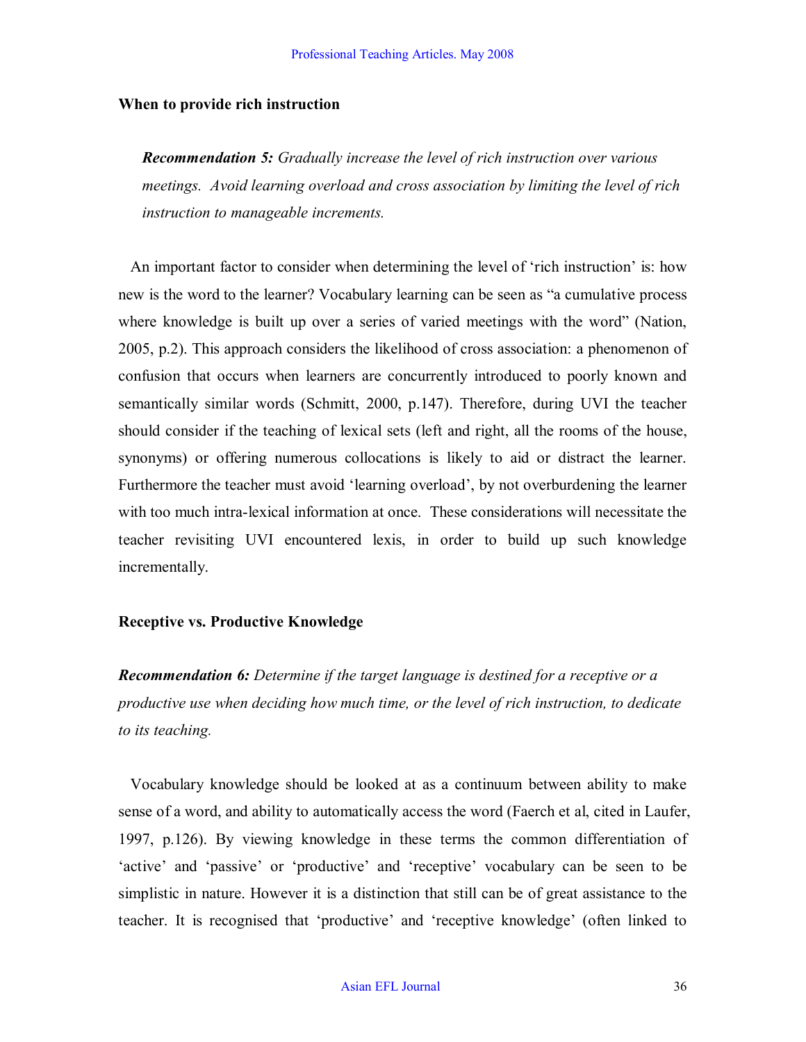### When to provide rich instruction

> ***Recommendation 5:*** *Gradually increase the level of rich instruction over various meetings. Avoid learning overload and cross association by limiting the level of rich instruction to manageable increments.*

An important factor to consider when determining the level of 'rich instruction' is: how new is the word to the learner? Vocabulary learning can be seen as "a cumulative process where knowledge is built up over a series of varied meetings with the word" (Nation, 2005, p.2). This approach considers the likelihood of cross association: a phenomenon of confusion that occurs when learners are concurrently introduced to poorly known and semantically similar words (Schmitt, 2000, p.147). Therefore, during UVI the teacher should consider if the teaching of lexical sets (left and right, all the rooms of the house, synonyms) or offering numerous collocations is likely to aid or distract the learner. Furthermore the teacher must avoid 'learning overload', by not overburdening the learner with too much intra-lexical information at once. These considerations will necessitate the teacher revisiting UVI encountered lexis, in order to build up such knowledge incrementally.

### Receptive vs. Productive Knowledge

***Recommendation 6:*** *Determine if the target language is destined for a receptive or a productive use when deciding how much time, or the level of rich instruction, to dedicate to its teaching.*

Vocabulary knowledge should be looked at as a continuum between ability to make sense of a word, and ability to automatically access the word (Faerch et al, cited in Laufer, 1997, p.126). By viewing knowledge in these terms the common differentiation of 'active' and 'passive' or 'productive' and 'receptive' vocabulary can be seen to be simplistic in nature. However it is a distinction that still can be of great assistance to the teacher. It is recognised that 'productive' and 'receptive knowledge' (often linked to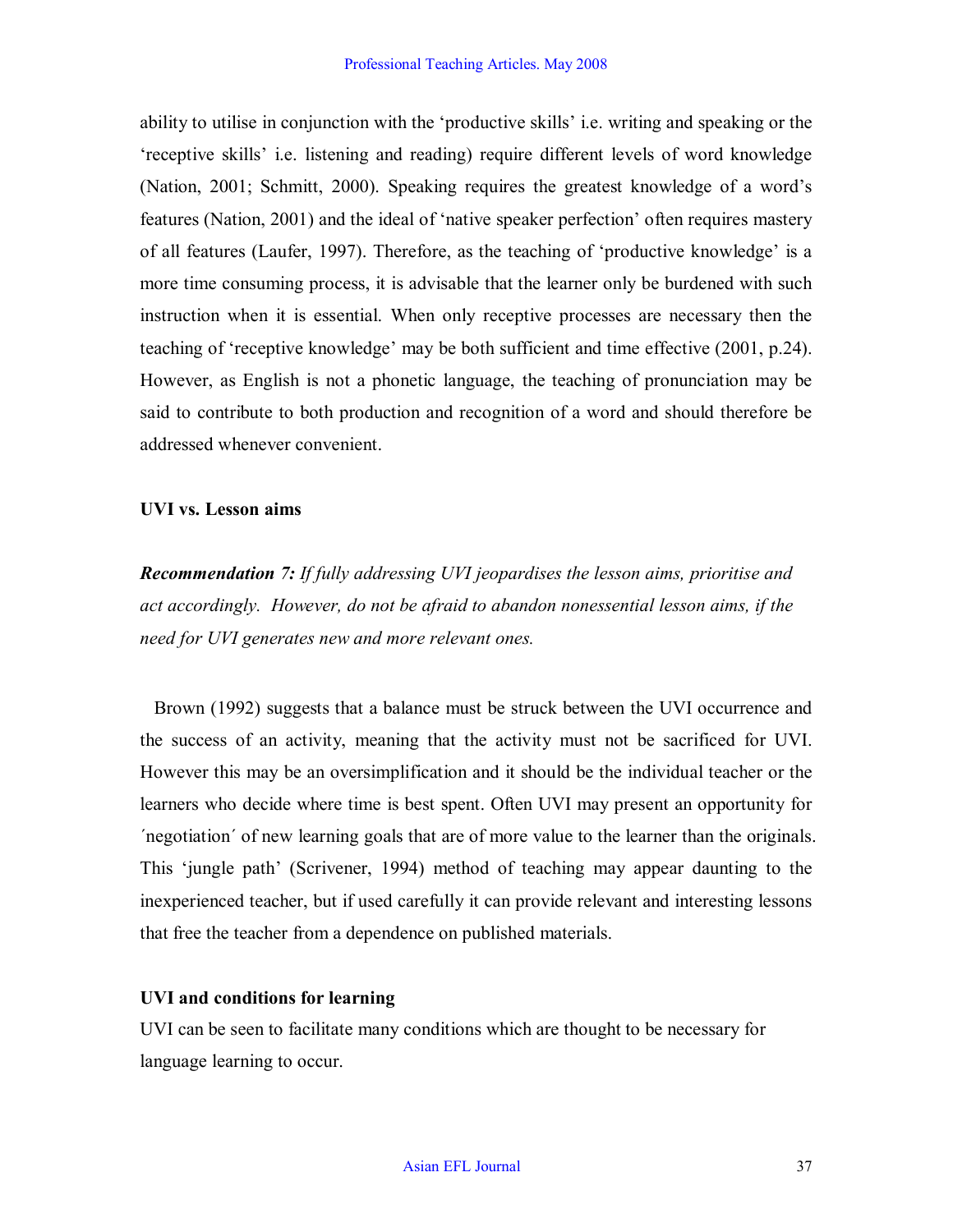ability to utilise in conjunction with the 'productive skills' i.e. writing and speaking or the 'receptive skills' i.e. listening and reading) require different levels of word knowledge (Nation, 2001; Schmitt, 2000). Speaking requires the greatest knowledge of a word's features (Nation, 2001) and the ideal of 'native speaker perfection' often requires mastery of all features (Laufer, 1997). Therefore, as the teaching of 'productive knowledge' is a more time consuming process, it is advisable that the learner only be burdened with such instruction when it is essential. When only receptive processes are necessary then the teaching of 'receptive knowledge' may be both sufficient and time effective (2001, p.24). However, as English is not a phonetic language, the teaching of pronunciation may be said to contribute to both production and recognition of a word and should therefore be addressed whenever convenient.

### UVI vs. Lesson aims

***Recommendation 7:*** *If fully addressing UVI jeopardises the lesson aims, prioritise and act accordingly. However, do not be afraid to abandon nonessential lesson aims, if the need for UVI generates new and more relevant ones.*

Brown (1992) suggests that a balance must be struck between the UVI occurrence and the success of an activity, meaning that the activity must not be sacrificed for UVI. However this may be an oversimplification and it should be the individual teacher or the learners who decide where time is best spent. Often UVI may present an opportunity for ´negotiation´ of new learning goals that are of more value to the learner than the originals. This 'jungle path' (Scrivener, 1994) method of teaching may appear daunting to the inexperienced teacher, but if used carefully it can provide relevant and interesting lessons that free the teacher from a dependence on published materials.

### UVI and conditions for learning

UVI can be seen to facilitate many conditions which are thought to be necessary for language learning to occur.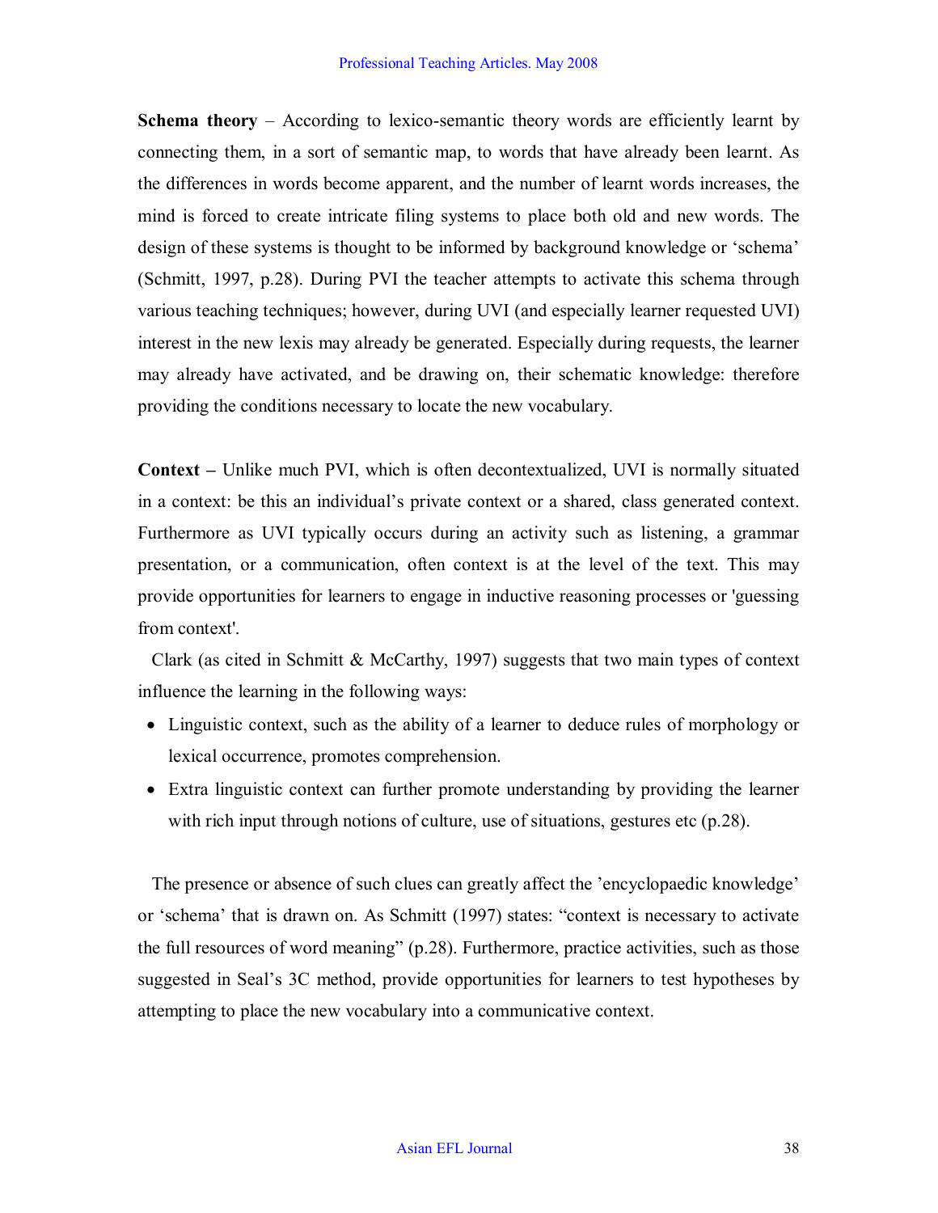**Schema theory** – According to lexico-semantic theory words are efficiently learnt by connecting them, in a sort of semantic map, to words that have already been learnt. As the differences in words become apparent, and the number of learnt words increases, the mind is forced to create intricate filing systems to place both old and new words. The design of these systems is thought to be informed by background knowledge or 'schema' (Schmitt, 1997, p.28). During PVI the teacher attempts to activate this schema through various teaching techniques; however, during UVI (and especially learner requested UVI) interest in the new lexis may already be generated. Especially during requests, the learner may already have activated, and be drawing on, their schematic knowledge: therefore providing the conditions necessary to locate the new vocabulary.

**Context –** Unlike much PVI, which is often decontextualized, UVI is normally situated in a context: be this an individual's private context or a shared, class generated context. Furthermore as UVI typically occurs during an activity such as listening, a grammar presentation, or a communication, often context is at the level of the text. This may provide opportunities for learners to engage in inductive reasoning processes or 'guessing from context'.

Clark (as cited in Schmitt & McCarthy, 1997) suggests that two main types of context influence the learning in the following ways:

- Linguistic context, such as the ability of a learner to deduce rules of morphology or lexical occurrence, promotes comprehension.
- Extra linguistic context can further promote understanding by providing the learner with rich input through notions of culture, use of situations, gestures etc (p.28).

The presence or absence of such clues can greatly affect the 'encyclopaedic knowledge' or 'schema' that is drawn on. As Schmitt (1997) states: "context is necessary to activate the full resources of word meaning" (p.28). Furthermore, practice activities, such as those suggested in Seal's 3C method, provide opportunities for learners to test hypotheses by attempting to place the new vocabulary into a communicative context.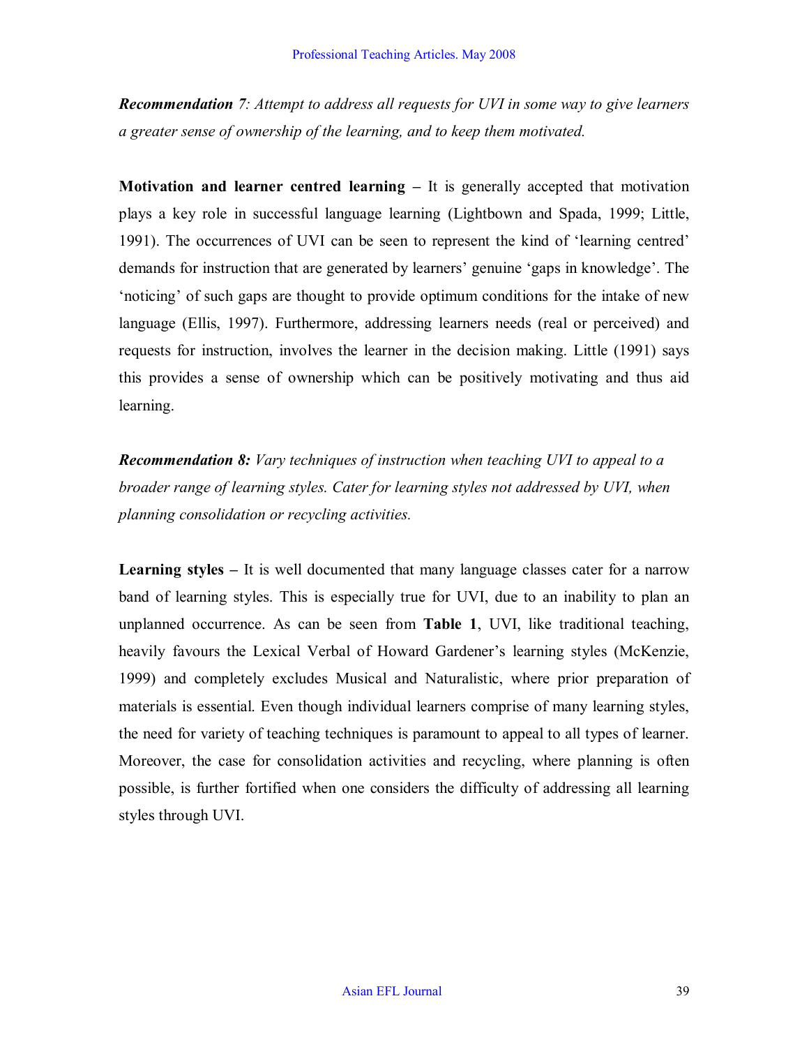***Recommendation** 7: Attempt to address all requests for UVI in some way to give learners a greater sense of ownership of the learning, and to keep them motivated.*

**Motivation and learner centred learning –** It is generally accepted that motivation plays a key role in successful language learning (Lightbown and Spada, 1999; Little, 1991). The occurrences of UVI can be seen to represent the kind of 'learning centred' demands for instruction that are generated by learners' genuine 'gaps in knowledge'. The 'noticing' of such gaps are thought to provide optimum conditions for the intake of new language (Ellis, 1997). Furthermore, addressing learners needs (real or perceived) and requests for instruction, involves the learner in the decision making. Little (1991) says this provides a sense of ownership which can be positively motivating and thus aid learning.

***Recommendation 8:** Vary techniques of instruction when teaching UVI to appeal to a broader range of learning styles. Cater for learning styles not addressed by UVI, when planning consolidation or recycling activities.*

**Learning styles –** It is well documented that many language classes cater for a narrow band of learning styles. This is especially true for UVI, due to an inability to plan an unplanned occurrence. As can be seen from **Table 1**, UVI, like traditional teaching, heavily favours the Lexical Verbal of Howard Gardener's learning styles (McKenzie, 1999) and completely excludes Musical and Naturalistic, where prior preparation of materials is essential. Even though individual learners comprise of many learning styles, the need for variety of teaching techniques is paramount to appeal to all types of learner. Moreover, the case for consolidation activities and recycling, where planning is often possible, is further fortified when one considers the difficulty of addressing all learning styles through UVI.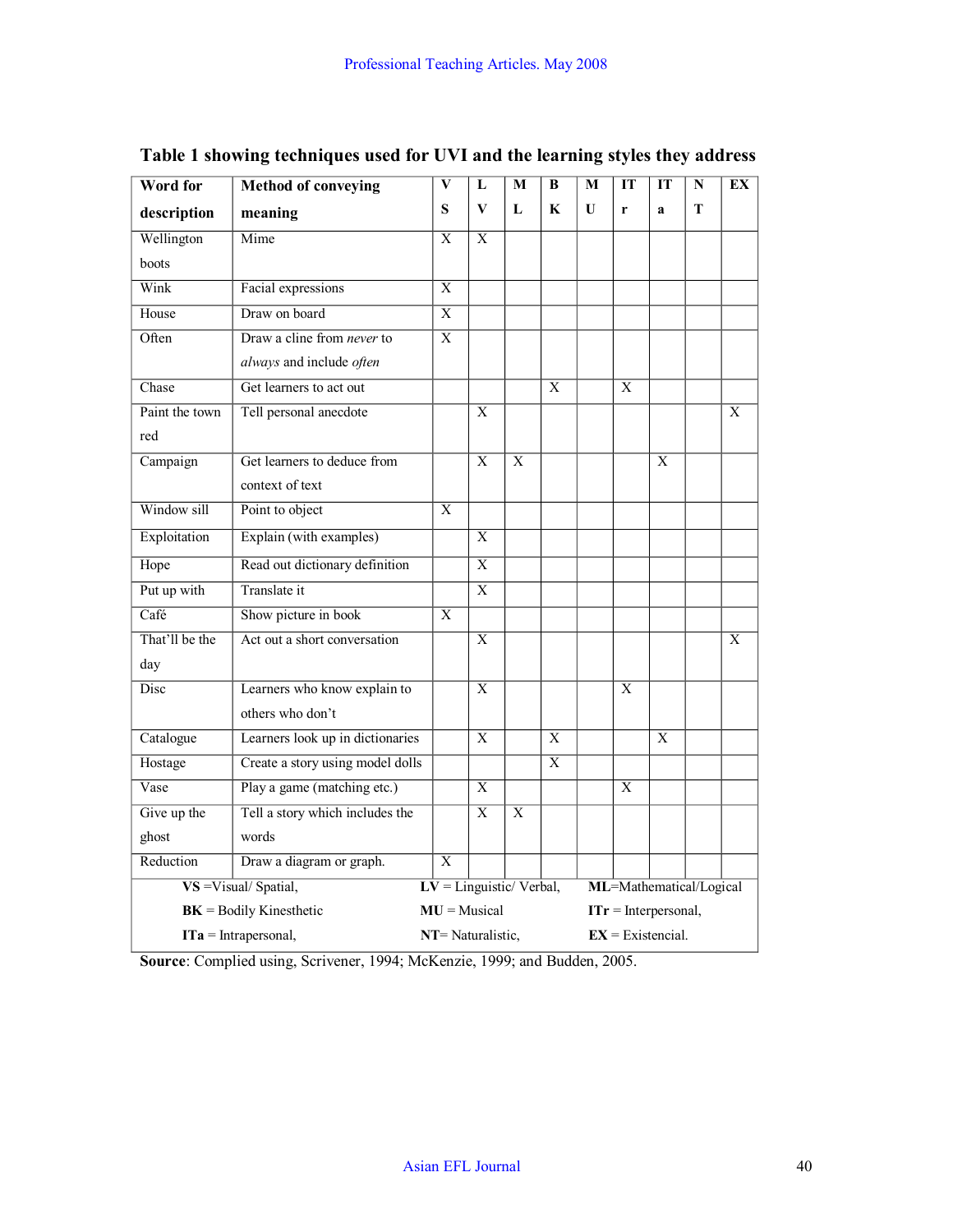**Table 1 showing techniques used for UVI and the learning styles they address**

| Word for description | Method of conveying meaning | VS | LV | ML | BK | MU | ITr | ITa | NT | EX |
|---|---|---|---|---|---|---|---|---|---|---|
| Wellington boots | Mime | X | X | | | | | | | |
| Wink | Facial expressions | X | | | | | | | | |
| House | Draw on board | X | | | | | | | | |
| Often | Draw a cline from *never* to *always* and include *often* | X | | | | | | | | |
| Chase | Get learners to act out | | | | X | | X | | | |
| Paint the town red | Tell personal anecdote | | X | | | | | | | X |
| Campaign | Get learners to deduce from context of text | | X | X | | | | X | | |
| Window sill | Point to object | X | | | | | | | | |
| Exploitation | Explain (with examples) | | X | | | | | | | |
| Hope | Read out dictionary definition | | X | | | | | | | |
| Put up with | Translate it | | X | | | | | | | |
| Café | Show picture in book | X | | | | | | | | |
| That'll be the day | Act out a short conversation | | X | | | | | | | X |
| Disc | Learners who know explain to others who don't | | X | | | | X | | | |
| Catalogue | Learners look up in dictionaries | | X | | X | | | X | | |
| Hostage | Create a story using model dolls | | | | X | | | | | |
| Vase | Play a game (matching etc.) | | X | | | | X | | | |
| Give up the ghost | Tell a story which includes the words | | X | X | | | | | | |
| Reduction | Draw a diagram or graph. | X | | | | | | | | |

**VS** =Visual/ Spatial, **LV** = Linguistic/ Verbal, **ML**=Mathematical/Logical
**BK** = Bodily Kinesthetic **MU** = Musical **ITr** = Interpersonal,
**ITa** = Intrapersonal, **NT**= Naturalistic, **EX** = Existencial.

**Source**: Complied using, Scrivener, 1994; McKenzie, 1999; and Budden, 2005.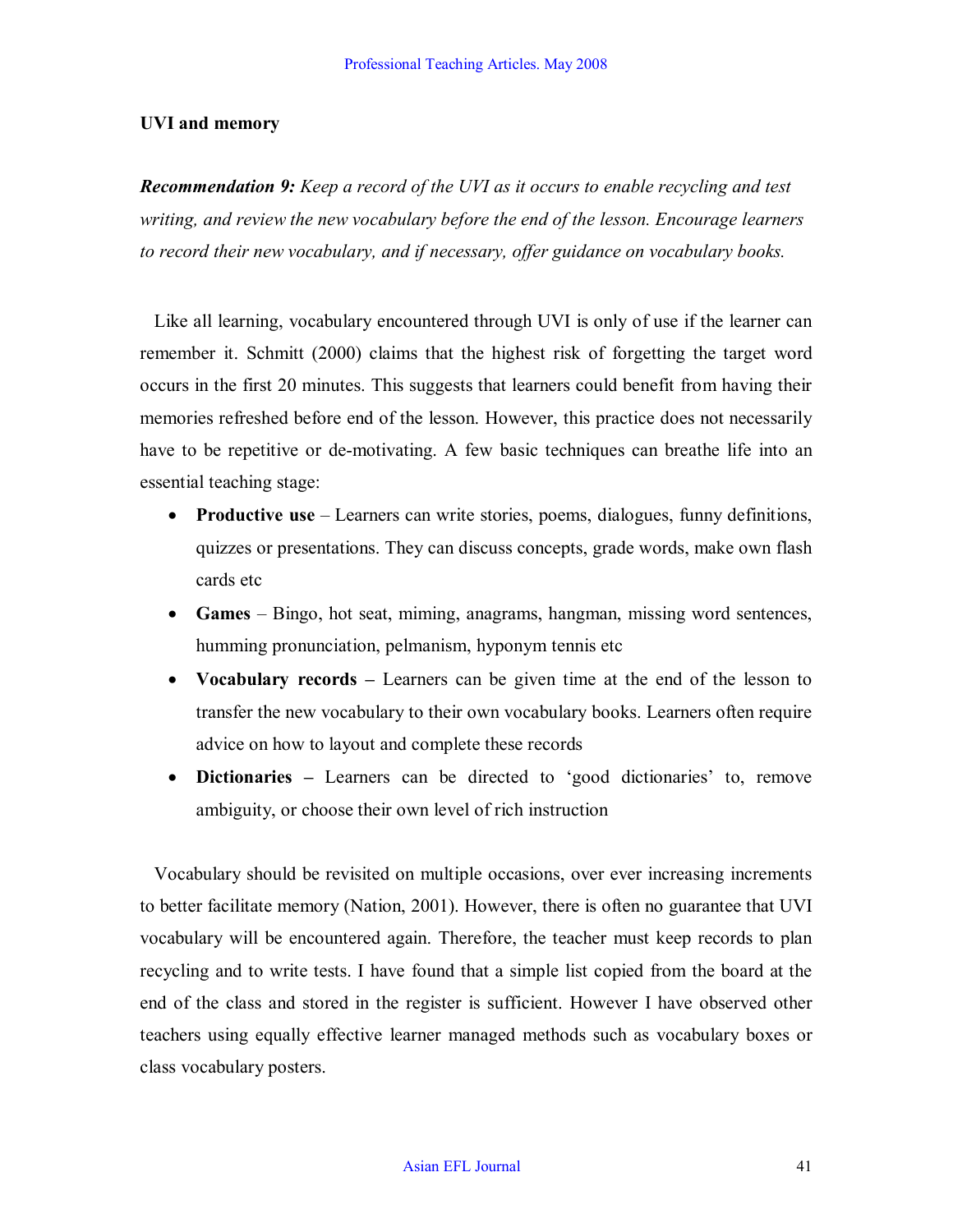**UVI and memory**

***Recommendation 9:*** *Keep a record of the UVI as it occurs to enable recycling and test writing, and review the new vocabulary before the end of the lesson. Encourage learners to record their new vocabulary, and if necessary, offer guidance on vocabulary books.*

Like all learning, vocabulary encountered through UVI is only of use if the learner can remember it. Schmitt (2000) claims that the highest risk of forgetting the target word occurs in the first 20 minutes. This suggests that learners could benefit from having their memories refreshed before end of the lesson. However, this practice does not necessarily have to be repetitive or de-motivating. A few basic techniques can breathe life into an essential teaching stage:

- **Productive use** – Learners can write stories, poems, dialogues, funny definitions, quizzes or presentations. They can discuss concepts, grade words, make own flash cards etc
- **Games** – Bingo, hot seat, miming, anagrams, hangman, missing word sentences, humming pronunciation, pelmanism, hyponym tennis etc
- **Vocabulary records –** Learners can be given time at the end of the lesson to transfer the new vocabulary to their own vocabulary books. Learners often require advice on how to layout and complete these records
- **Dictionaries –** Learners can be directed to 'good dictionaries' to, remove ambiguity, or choose their own level of rich instruction

Vocabulary should be revisited on multiple occasions, over ever increasing increments to better facilitate memory (Nation, 2001). However, there is often no guarantee that UVI vocabulary will be encountered again. Therefore, the teacher must keep records to plan recycling and to write tests. I have found that a simple list copied from the board at the end of the class and stored in the register is sufficient. However I have observed other teachers using equally effective learner managed methods such as vocabulary boxes or class vocabulary posters.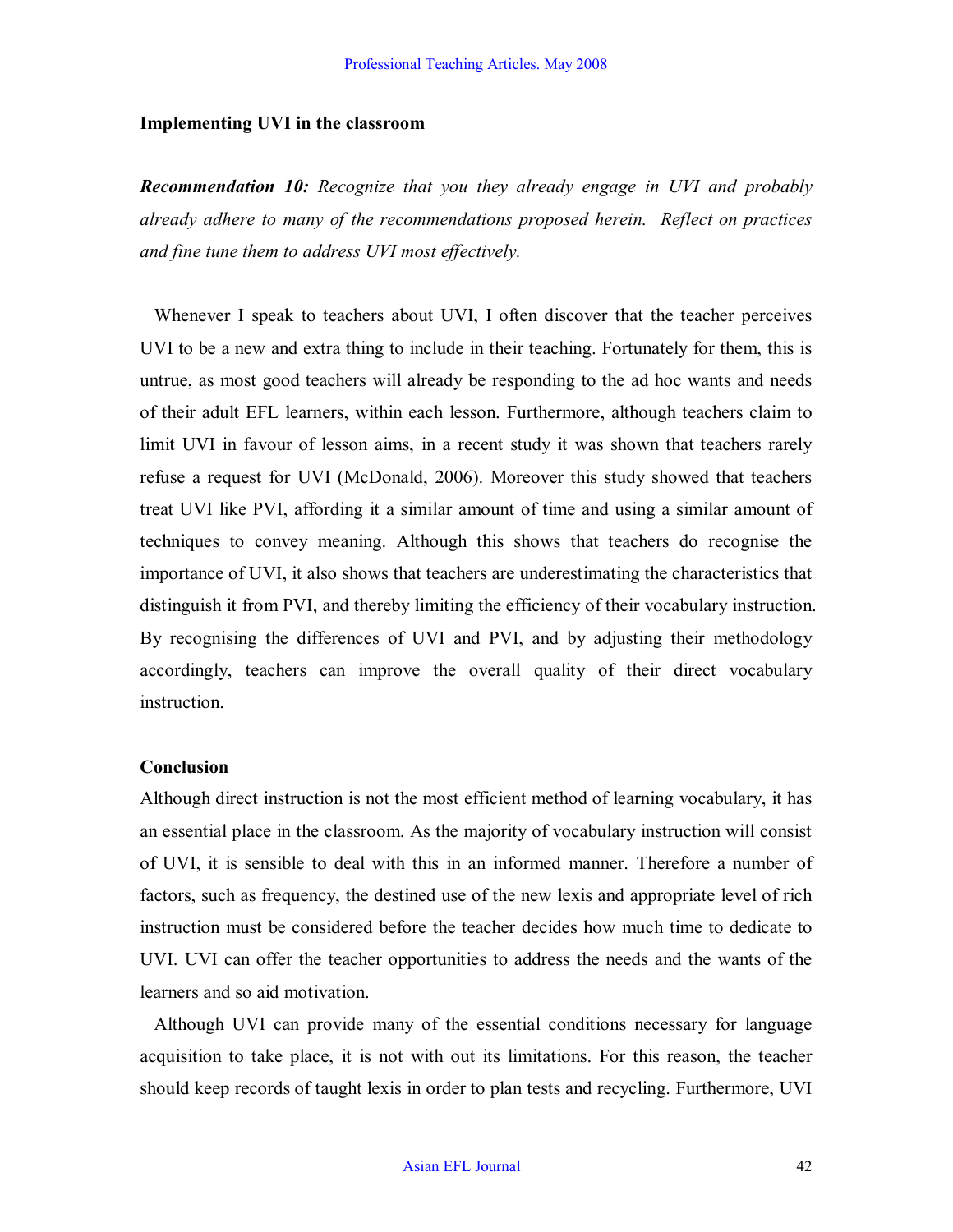**Implementing UVI in the classroom**

***Recommendation 10:*** *Recognize that you they already engage in UVI and probably already adhere to many of the recommendations proposed herein. Reflect on practices and fine tune them to address UVI most effectively.*

Whenever I speak to teachers about UVI, I often discover that the teacher perceives UVI to be a new and extra thing to include in their teaching. Fortunately for them, this is untrue, as most good teachers will already be responding to the ad hoc wants and needs of their adult EFL learners, within each lesson. Furthermore, although teachers claim to limit UVI in favour of lesson aims, in a recent study it was shown that teachers rarely refuse a request for UVI (McDonald, 2006). Moreover this study showed that teachers treat UVI like PVI, affording it a similar amount of time and using a similar amount of techniques to convey meaning. Although this shows that teachers do recognise the importance of UVI, it also shows that teachers are underestimating the characteristics that distinguish it from PVI, and thereby limiting the efficiency of their vocabulary instruction. By recognising the differences of UVI and PVI, and by adjusting their methodology accordingly, teachers can improve the overall quality of their direct vocabulary instruction.

**Conclusion**

Although direct instruction is not the most efficient method of learning vocabulary, it has an essential place in the classroom. As the majority of vocabulary instruction will consist of UVI, it is sensible to deal with this in an informed manner. Therefore a number of factors, such as frequency, the destined use of the new lexis and appropriate level of rich instruction must be considered before the teacher decides how much time to dedicate to UVI. UVI can offer the teacher opportunities to address the needs and the wants of the learners and so aid motivation.

Although UVI can provide many of the essential conditions necessary for language acquisition to take place, it is not with out its limitations. For this reason, the teacher should keep records of taught lexis in order to plan tests and recycling. Furthermore, UVI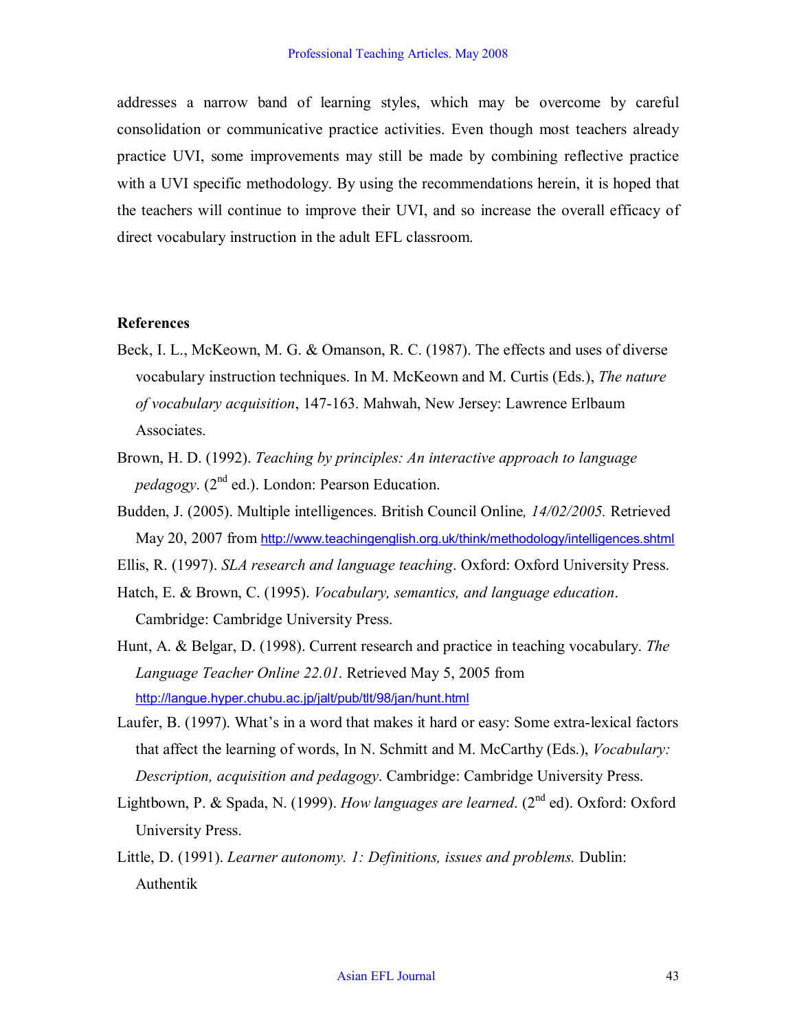addresses a narrow band of learning styles, which may be overcome by careful consolidation or communicative practice activities. Even though most teachers already practice UVI, some improvements may still be made by combining reflective practice with a UVI specific methodology. By using the recommendations herein, it is hoped that the teachers will continue to improve their UVI, and so increase the overall efficacy of direct vocabulary instruction in the adult EFL classroom.

**References**

Beck, I. L., McKeown, M. G. & Omanson, R. C. (1987). The effects and uses of diverse vocabulary instruction techniques. In M. McKeown and M. Curtis (Eds.), *The nature of vocabulary acquisition*, 147-163. Mahwah, New Jersey: Lawrence Erlbaum Associates.

Brown, H. D. (1992). *Teaching by principles: An interactive approach to language pedagogy*. (2nd ed.). London: Pearson Education.

Budden, J. (2005). Multiple intelligences. British Council Online*, 14/02/2005.* Retrieved May 20, 2007 from http://www.teachingenglish.org.uk/think/methodology/intelligences.shtml

Ellis, R. (1997). *SLA research and language teaching*. Oxford: Oxford University Press.

Hatch, E. & Brown, C. (1995). *Vocabulary, semantics, and language education*. Cambridge: Cambridge University Press.

Hunt, A. & Belgar, D. (1998). Current research and practice in teaching vocabulary. *The Language Teacher Online 22.01*. Retrieved May 5, 2005 from http://langue.hyper.chubu.ac.jp/jalt/pub/tlt/98/jan/hunt.html

Laufer, B. (1997). What's in a word that makes it hard or easy: Some extra-lexical factors that affect the learning of words, In N. Schmitt and M. McCarthy (Eds.), *Vocabulary: Description, acquisition and pedagogy*. Cambridge: Cambridge University Press.

Lightbown, P. & Spada, N. (1999). *How languages are learned*. (2nd ed). Oxford: Oxford University Press.

Little, D. (1991). *Learner autonomy. 1: Definitions, issues and problems.* Dublin: Authentik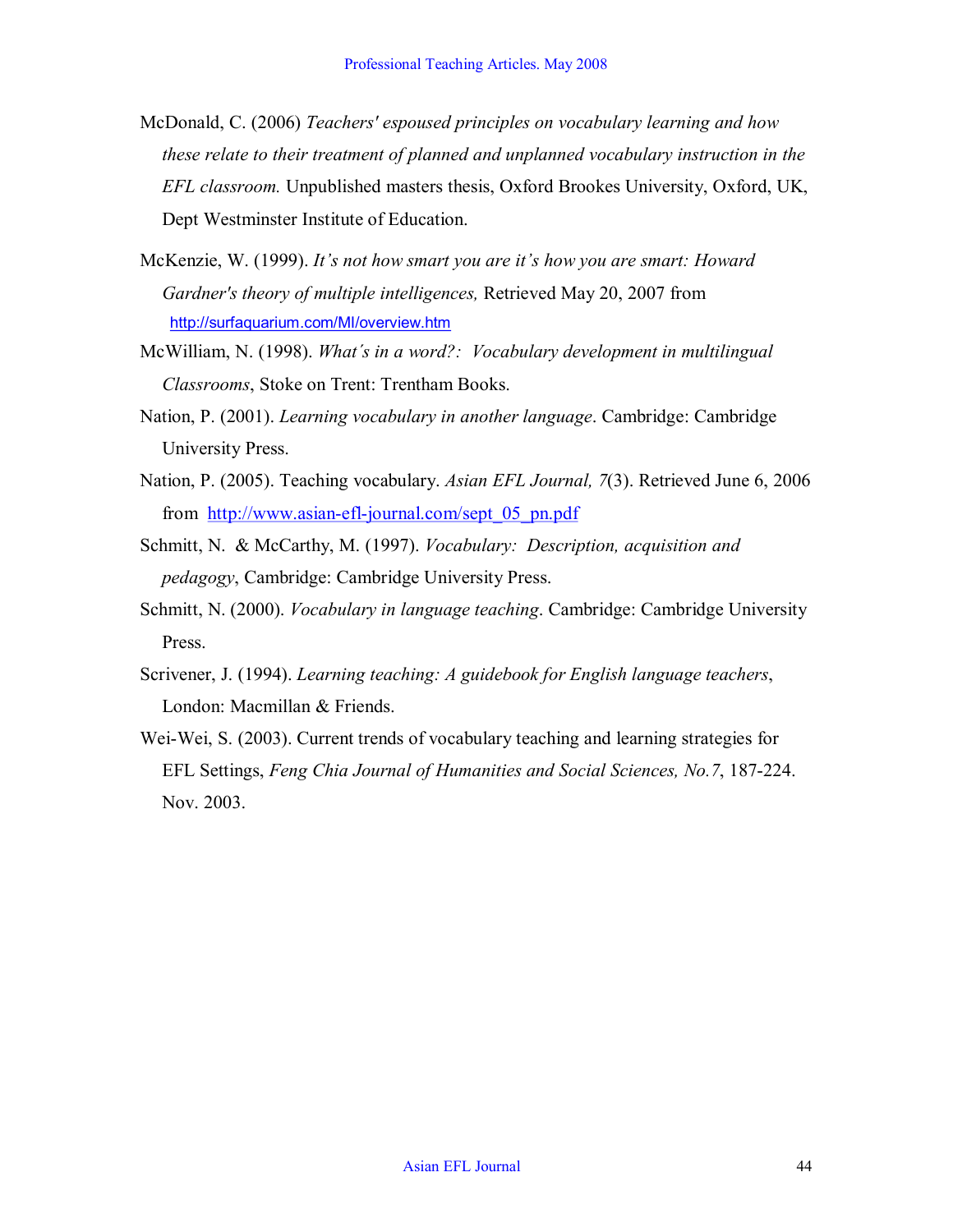McDonald, C. (2006) *Teachers' espoused principles on vocabulary learning and how these relate to their treatment of planned and unplanned vocabulary instruction in the EFL classroom.* Unpublished masters thesis, Oxford Brookes University, Oxford, UK, Dept Westminster Institute of Education.

McKenzie, W. (1999). *It's not how smart you are it's how you are smart: Howard Gardner's theory of multiple intelligences,* Retrieved May 20, 2007 from http://surfaquarium.com/MI/overview.htm

McWilliam, N. (1998). *What's in a word?: Vocabulary development in multilingual Classrooms*, Stoke on Trent: Trentham Books.

Nation, P. (2001). *Learning vocabulary in another language*. Cambridge: Cambridge University Press.

Nation, P. (2005). Teaching vocabulary. *Asian EFL Journal, 7*(3). Retrieved June 6, 2006 from http://www.asian-efl-journal.com/sept_05_pn.pdf

Schmitt, N. & McCarthy, M. (1997). *Vocabulary: Description, acquisition and pedagogy*, Cambridge: Cambridge University Press.

Schmitt, N. (2000). *Vocabulary in language teaching*. Cambridge: Cambridge University Press.

Scrivener, J. (1994). *Learning teaching: A guidebook for English language teachers*, London: Macmillan & Friends.

Wei-Wei, S. (2003). Current trends of vocabulary teaching and learning strategies for EFL Settings, *Feng Chia Journal of Humanities and Social Sciences, No.7*, 187-224. Nov. 2003.